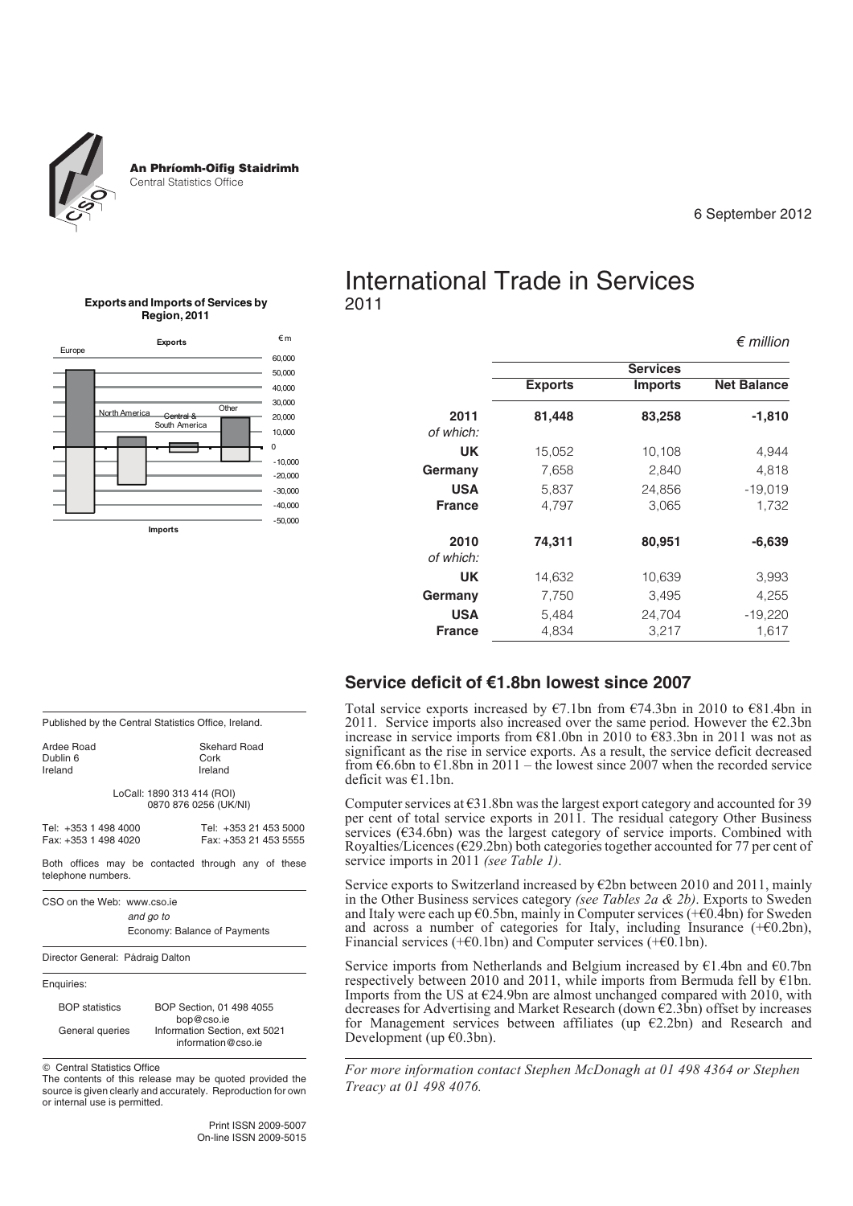An Phríomh-Oifig Staidrimh
Central Statistics Office

6 September 2012

# International Trade in Services
2011

**Exports and Imports of Services by Region, 2011**

*€ million*

| | Services | | |
|---|---|---|---|
| | **Exports** | **Imports** | **Net Balance** |
| **2011** | **81,448** | **83,258** | **-1,810** |
| *of which:* | | | |
| **UK** | 15,052 | 10,108 | 4,944 |
| **Germany** | 7,658 | 2,840 | 4,818 |
| **USA** | 5,837 | 24,856 | -19,019 |
| **France** | 4,797 | 3,065 | 1,732 |
| **2010** | **74,311** | **80,951** | **-6,639** |
| *of which:* | | | |
| **UK** | 14,632 | 10,639 | 3,993 |
| **Germany** | 7,750 | 3,495 | 4,255 |
| **USA** | 5,484 | 24,704 | -19,220 |
| **France** | 4,834 | 3,217 | 1,617 |

## Service deficit of €1.8bn lowest since 2007

Total service exports increased by €7.1bn from €74.3bn in 2010 to €81.4bn in 2011. Service imports also increased over the same period. However the €2.3bn increase in service imports from €81.0bn in 2010 to €83.3bn in 2011 was not as significant as the rise in service exports. As a result, the service deficit decreased from €6.6bn to €1.8bn in 2011 – the lowest since 2007 when the recorded service deficit was €1.1bn.

Computer services at €31.8bn was the largest export category and accounted for 39 per cent of total service exports in 2011. The residual category Other Business services (€34.6bn) was the largest category of service imports. Combined with Royalties/Licences (€29.2bn) both categories together accounted for 77 per cent of service imports in 2011 *(see Table 1)*.

Service exports to Switzerland increased by €2bn between 2010 and 2011, mainly in the Other Business services category *(see Tables 2a & 2b)*. Exports to Sweden and Italy were each up €0.5bn, mainly in Computer services (+€0.4bn) for Sweden and across a number of categories for Italy, including Insurance (+€0.2bn), Financial services (+€0.1bn) and Computer services (+€0.1bn).

Service imports from Netherlands and Belgium increased by €1.4bn and €0.7bn respectively between 2010 and 2011, while imports from Bermuda fell by €1bn. Imports from the US at €24.9bn are almost unchanged compared with 2010, with decreases for Advertising and Market Research (down €2.3bn) offset by increases for Management services between affiliates (up €2.2bn) and Research and Development (up €0.3bn).

*For more information contact Stephen McDonagh at 01 498 4364 or Stephen Treacy at 01 498 4076.*

Published by the Central Statistics Office, Ireland.

| | |
|---|---|
| Ardee Road<br>Dublin 6<br>Ireland | Skehard Road<br>Cork<br>Ireland |

LoCall: 1890 313 414 (ROI)
0870 876 0256 (UK/NI)

| | |
|---|---|
| Tel: +353 1 498 4000 | Tel: +353 21 453 5000 |
| Fax: +353 1 498 4020 | Fax: +353 21 453 5555 |

Both offices may be contacted through any of these telephone numbers.

CSO on the Web: www.cso.ie
*and go to*
Economy: Balance of Payments

Director General: Pádraig Dalton

Enquiries:

| | |
|---|---|
| BOP statistics | BOP Section, 01 498 4055<br>bop@cso.ie |
| General queries | Information Section, ext 5021<br>information@cso.ie |

© Central Statistics Office
The contents of this release may be quoted provided the source is given clearly and accurately. Reproduction for own or internal use is permitted.

Print ISSN 2009-5007
On-line ISSN 2009-5015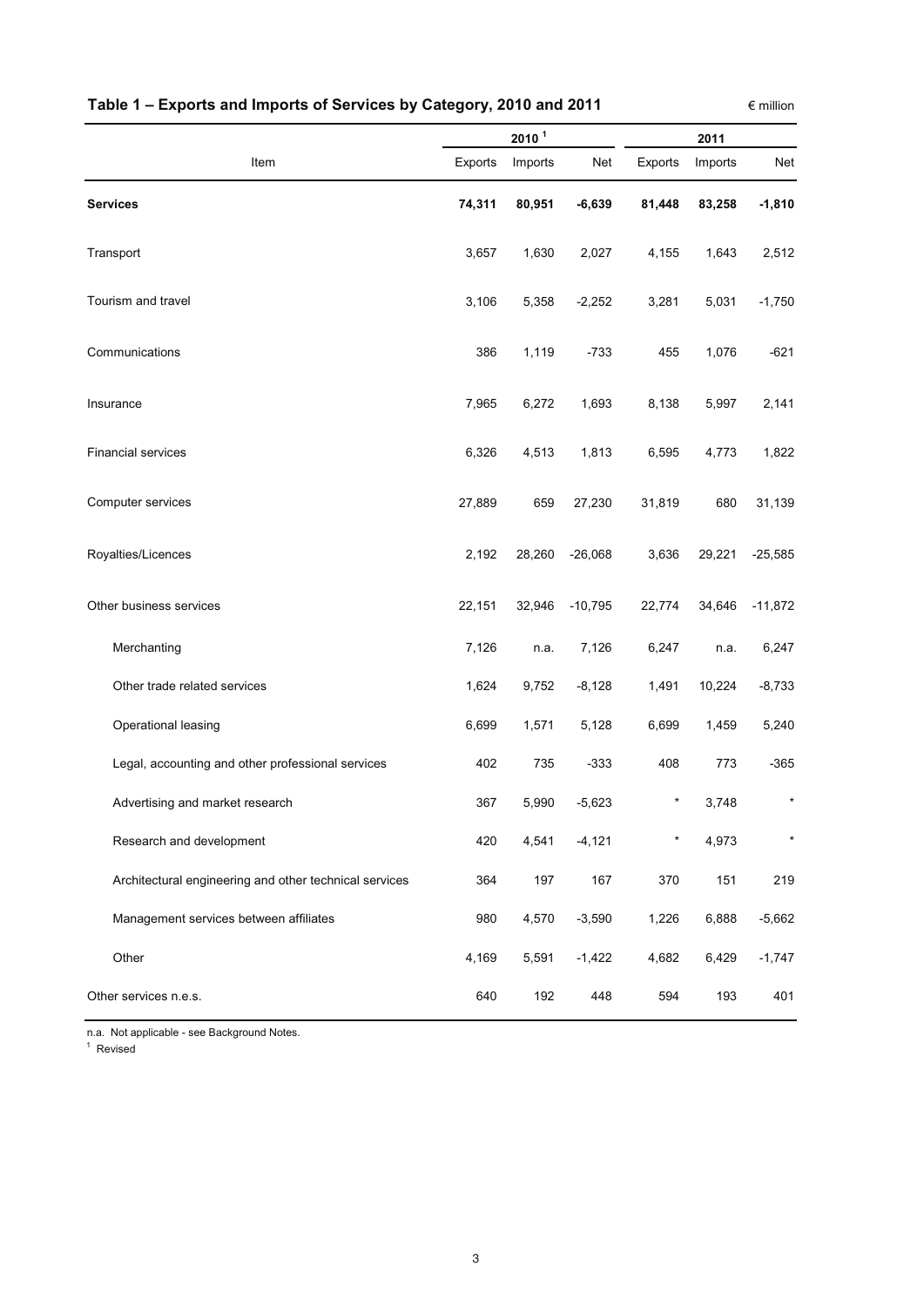## Table 1 – Exports and Imports of Services by Category, 2010 and 2011

€ million

| Item | 2010 [1] | | | 2011 | | |
|---|---|---|---|---|---|---|
| | Exports | Imports | Net | Exports | Imports | Net |
| **Services** | **74,311** | **80,951** | **-6,639** | **81,448** | **83,258** | **-1,810** |
| Transport | 3,657 | 1,630 | 2,027 | 4,155 | 1,643 | 2,512 |
| Tourism and travel | 3,106 | 5,358 | -2,252 | 3,281 | 5,031 | -1,750 |
| Communications | 386 | 1,119 | -733 | 455 | 1,076 | -621 |
| Insurance | 7,965 | 6,272 | 1,693 | 8,138 | 5,997 | 2,141 |
| Financial services | 6,326 | 4,513 | 1,813 | 6,595 | 4,773 | 1,822 |
| Computer services | 27,889 | 659 | 27,230 | 31,819 | 680 | 31,139 |
| Royalties/Licences | 2,192 | 28,260 | -26,068 | 3,636 | 29,221 | -25,585 |
| Other business services | 22,151 | 32,946 | -10,795 | 22,774 | 34,646 | -11,872 |
| Merchanting | 7,126 | n.a. | 7,126 | 6,247 | n.a. | 6,247 |
| Other trade related services | 1,624 | 9,752 | -8,128 | 1,491 | 10,224 | -8,733 |
| Operational leasing | 6,699 | 1,571 | 5,128 | 6,699 | 1,459 | 5,240 |
| Legal, accounting and other professional services | 402 | 735 | -333 | 408 | 773 | -365 |
| Advertising and market research | 367 | 5,990 | -5,623 | * | 3,748 | * |
| Research and development | 420 | 4,541 | -4,121 | * | 4,973 | * |
| Architectural engineering and other technical services | 364 | 197 | 167 | 370 | 151 | 219 |
| Management services between affiliates | 980 | 4,570 | -3,590 | 1,226 | 6,888 | -5,662 |
| Other | 4,169 | 5,591 | -1,422 | 4,682 | 6,429 | -1,747 |
| Other services n.e.s. | 640 | 192 | 448 | 594 | 193 | 401 |

n.a. Not applicable - see Background Notes.

[1] Revised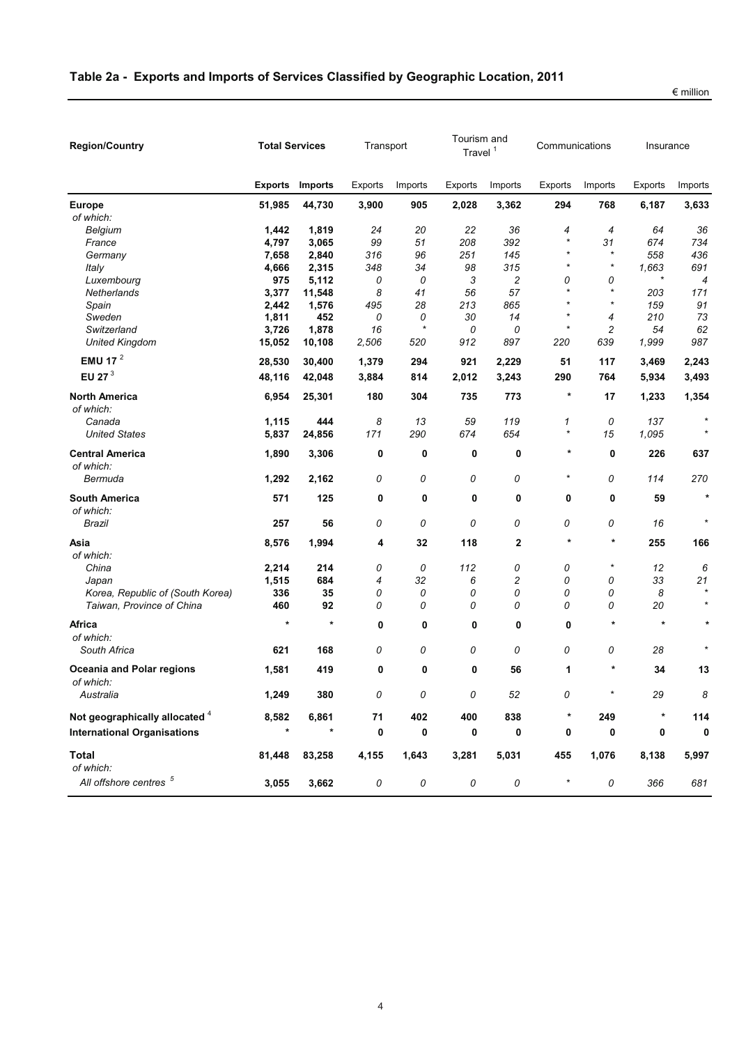## Table 2a - Exports and Imports of Services Classified by Geographic Location, 2011

€ million

| Region/Country | Total Services | | Transport | | Tourism and Travel [1] | | Communications | | Insurance | |
|---|---|---|---|---|---|---|---|---|---|---|
| | **Exports** | **Imports** | Exports | Imports | Exports | Imports | Exports | Imports | Exports | Imports |
| **Europe** | **51,985** | **44,730** | **3,900** | **905** | **2,028** | **3,362** | **294** | **768** | **6,187** | **3,633** |
| *of which:* | | | | | | | | | | |
| *Belgium* | **1,442** | **1,819** | *24* | *20* | *22* | *36* | *4* | *4* | *64* | *36* |
| *France* | **4,797** | **3,065** | *99* | *51* | *208* | *392* | * | *31* | *674* | *734* |
| *Germany* | **7,658** | **2,840** | *316* | *96* | *251* | *145* | * | * | *558* | *436* |
| *Italy* | **4,666** | **2,315** | *348* | *34* | *98* | *315* | * | * | *1,663* | *691* |
| *Luxembourg* | **975** | **5,112** | *0* | *0* | *3* | *2* | *0* | *0* | * | *4* |
| *Netherlands* | **3,377** | **11,548** | *8* | *41* | *56* | *57* | * | * | *203* | *171* |
| *Spain* | **2,442** | **1,576** | *495* | *28* | *213* | *865* | * | * | *159* | *91* |
| *Sweden* | **1,811** | **452** | *0* | *0* | *30* | *14* | * | *4* | *210* | *73* |
| *Switzerland* | **3,726** | **1,878** | *16* | * | *0* | *0* | * | *2* | *54* | *62* |
| *United Kingdom* | **15,052** | **10,108** | *2,506* | *520* | *912* | *897* | *220* | *639* | *1,999* | *987* |
| **EMU 17** [2] | **28,530** | **30,400** | **1,379** | **294** | **921** | **2,229** | **51** | **117** | **3,469** | **2,243** |
| **EU 27** [3] | **48,116** | **42,048** | **3,884** | **814** | **2,012** | **3,243** | **290** | **764** | **5,934** | **3,493** |
| **North America** | **6,954** | **25,301** | **180** | **304** | **735** | **773** | * | **17** | **1,233** | **1,354** |
| *of which:* | | | | | | | | | | |
| *Canada* | **1,115** | **444** | *8* | *13* | *59* | *119* | *1* | *0* | *137* | * |
| *United States* | **5,837** | **24,856** | *171* | *290* | *674* | *654* | * | *15* | *1,095* | * |
| **Central America** | **1,890** | **3,306** | **0** | **0** | **0** | **0** | * | **0** | **226** | **637** |
| *of which:* | | | | | | | | | | |
| *Bermuda* | **1,292** | **2,162** | *0* | *0* | *0* | *0* | * | *0* | *114* | *270* |
| **South America** | **571** | **125** | **0** | **0** | **0** | **0** | **0** | **0** | **59** | * |
| *of which:* | | | | | | | | | | |
| *Brazil* | **257** | **56** | *0* | *0* | *0* | *0* | *0* | *0* | *16* | * |
| **Asia** | **8,576** | **1,994** | **4** | **32** | **118** | **2** | * | * | **255** | **166** |
| *of which:* | | | | | | | | | | |
| *China* | **2,214** | **214** | *0* | *0* | *112* | *0* | *0* | * | *12* | *6* |
| *Japan* | **1,515** | **684** | *4* | *32* | *6* | *2* | *0* | *0* | *33* | *21* |
| *Korea, Republic of (South Korea)* | **336** | **35** | *0* | *0* | *0* | *0* | *0* | *0* | *8* | * |
| *Taiwan, Province of China* | **460** | **92** | *0* | *0* | *0* | *0* | *0* | *0* | *20* | * |
| **Africa** | * | * | **0** | **0** | **0** | **0** | **0** | * | * | * |
| *of which:* | | | | | | | | | | |
| *South Africa* | **621** | **168** | *0* | *0* | *0* | *0* | *0* | *0* | *28* | * |
| **Oceania and Polar regions** | **1,581** | **419** | **0** | **0** | **0** | **56** | **1** | * | **34** | **13** |
| *of which:* | | | | | | | | | | |
| *Australia* | **1,249** | **380** | *0* | *0* | *0* | *52* | *0* | * | *29* | *8* |
| **Not geographically allocated** [4] | **8,582** | **6,861** | **71** | **402** | **400** | **838** | * | **249** | * | **114** |
| **International Organisations** | * | * | **0** | **0** | **0** | **0** | **0** | **0** | **0** | **0** |
| **Total** | **81,448** | **83,258** | **4,155** | **1,643** | **3,281** | **5,031** | **455** | **1,076** | **8,138** | **5,997** |
| *of which:* | | | | | | | | | | |
| *All offshore centres* [5] | **3,055** | **3,662** | *0* | *0* | *0* | *0* | * | *0* | *366* | *681* |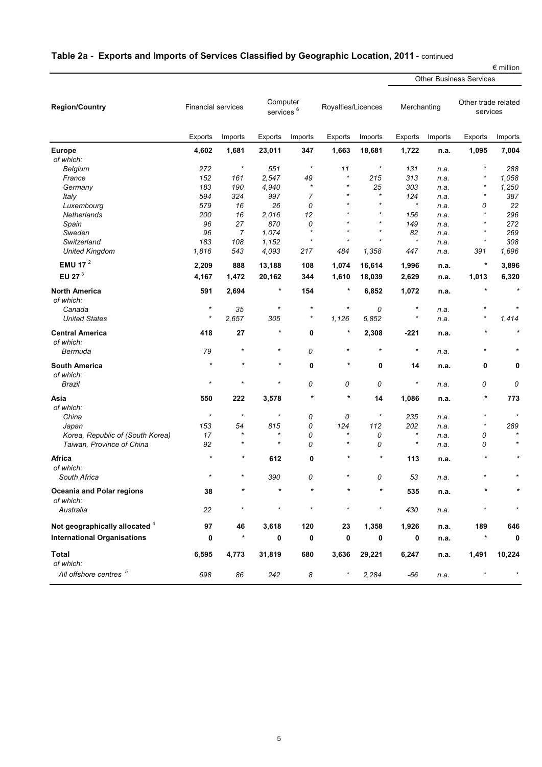## Table 2a - Exports and Imports of Services Classified by Geographic Location, 2011 - continued

€ million

| Region/Country | Financial services | | Computer services [6] | | Royalties/Licences | | Other Business Services: Merchanting | | Other Business Services: Other trade related services | |
|---|---|---|---|---|---|---|---|---|---|---|
| | Exports | Imports | Exports | Imports | Exports | Imports | Exports | Imports | Exports | Imports |
| **Europe** | **4,602** | **1,681** | **23,011** | **347** | **1,663** | **18,681** | **1,722** | **n.a.** | **1,095** | **7,004** |
| *of which:* | | | | | | | | | | |
| *Belgium* | *272* | * | *551* | * | *11* | * | *131* | *n.a.* | * | *288* |
| *France* | *152* | *161* | *2,547* | *49* | * | *215* | *313* | *n.a.* | * | *1,058* |
| *Germany* | *183* | *190* | *4,940* | * | * | *25* | *303* | *n.a.* | * | *1,250* |
| *Italy* | *594* | *324* | *997* | *7* | * | * | *124* | *n.a.* | * | *387* |
| *Luxembourg* | *579* | *16* | *26* | *0* | * | * | * | *n.a.* | *0* | *22* |
| *Netherlands* | *200* | *16* | *2,016* | *12* | * | * | *156* | *n.a.* | * | *296* |
| *Spain* | *96* | *27* | *870* | *0* | * | * | *149* | *n.a.* | * | *272* |
| *Sweden* | *96* | *7* | *1,074* | * | * | * | *82* | *n.a.* | * | *269* |
| *Switzerland* | *183* | *108* | *1,152* | * | * | * | * | *n.a.* | * | *308* |
| *United Kingdom* | *1,816* | *543* | *4,093* | *217* | *484* | *1,358* | *447* | *n.a.* | *391* | *1,696* |
| **EMU 17** [2] | **2,209** | **888** | **13,188** | **108** | **1,074** | **16,614** | **1,996** | **n.a.** | * | **3,896** |
| **EU 27** [3] | **4,167** | **1,472** | **20,162** | **344** | **1,610** | **18,039** | **2,629** | **n.a.** | **1,013** | **6,320** |
| **North America** | **591** | **2,694** | * | **154** | * | **6,852** | **1,072** | **n.a.** | * | * |
| *of which:* | | | | | | | | | | |
| *Canada* | * | *35* | * | * | * | *0* | * | *n.a.* | * | * |
| *United States* | * | *2,657* | *305* | * | *1,126* | *6,852* | * | *n.a.* | * | *1,414* |
| **Central America** | **418** | **27** | * | **0** | * | **2,308** | **-221** | **n.a.** | * | * |
| *of which:* | | | | | | | | | | |
| *Bermuda* | *79* | * | * | *0* | * | * | * | *n.a.* | * | * |
| **South America** | * | * | * | **0** | * | **0** | **14** | **n.a.** | **0** | **0** |
| *of which:* | | | | | | | | | | |
| *Brazil* | * | * | * | *0* | *0* | *0* | * | *n.a.* | *0* | *0* |
| **Asia** | **550** | **222** | **3,578** | * | * | **14** | **1,086** | **n.a.** | * | **773** |
| *of which:* | | | | | | | | | | |
| *China* | * | * | * | *0* | *0* | * | *235* | *n.a.* | * | * |
| *Japan* | *153* | *54* | *815* | *0* | *124* | *112* | *202* | *n.a.* | * | *289* |
| *Korea, Republic of (South Korea)* | *17* | * | * | *0* | * | *0* | * | *n.a.* | *0* | * |
| *Taiwan, Province of China* | *92* | * | * | *0* | * | *0* | * | *n.a.* | *0* | * |
| **Africa** | * | * | **612** | **0** | * | * | **113** | **n.a.** | * | * |
| *of which:* | | | | | | | | | | |
| *South Africa* | * | * | *390* | *0* | * | *0* | *53* | *n.a.* | * | * |
| **Oceania and Polar regions** | **38** | * | * | * | * | * | **535** | **n.a.** | * | * |
| *of which:* | | | | | | | | | | |
| *Australia* | *22* | * | * | * | * | * | *430* | *n.a.* | * | * |
| **Not geographically allocated** [4] | **97** | **46** | **3,618** | **120** | **23** | **1,358** | **1,926** | **n.a.** | **189** | **646** |
| **International Organisations** | **0** | * | **0** | **0** | **0** | **0** | **0** | **n.a.** | * | **0** |
| **Total** | **6,595** | **4,773** | **31,819** | **680** | **3,636** | **29,221** | **6,247** | **n.a.** | **1,491** | **10,224** |
| *of which:* | | | | | | | | | | |
| *All offshore centres* [5] | *698* | *86* | *242* | *8* | * | *2,284* | *-66* | *n.a.* | * | * |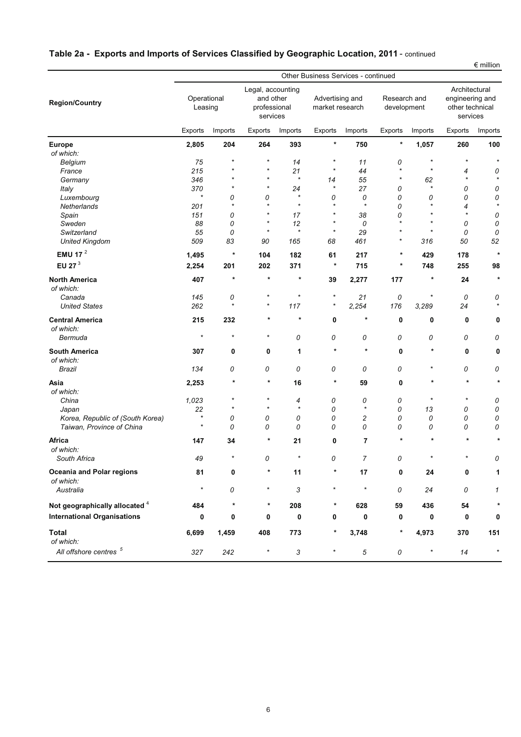## Table 2a - Exports and Imports of Services Classified by Geographic Location, 2011 - continued

€ million

| Region/Country | Other Business Services - continued | | | | | | | | | |
|---|---|---|---|---|---|---|---|---|---|---|
| | Operational Leasing | | Legal, accounting and other professional services | | Advertising and market research | | Research and development | | Architectural engineering and other technical services | |
| | Exports | Imports | Exports | Imports | Exports | Imports | Exports | Imports | Exports | Imports |
| **Europe** | **2,805** | **204** | **264** | **393** | * | **750** | * | **1,057** | **260** | **100** |
| *of which:* | | | | | | | | | | |
| *Belgium* | *75* | * | * | *14* | * | *11* | *0* | * | * | * |
| *France* | *215* | * | * | *21* | * | *44* | * | * | *4* | *0* |
| *Germany* | *346* | * | * | * | *14* | *55* | * | *62* | * | * |
| *Italy* | *370* | * | * | *24* | * | *27* | *0* | * | *0* | *0* |
| *Luxembourg* | * | *0* | *0* | * | *0* | *0* | *0* | *0* | *0* | *0* |
| *Netherlands* | *201* | * | * | * | * | * | *0* | * | *4* | * |
| *Spain* | *151* | *0* | * | *17* | * | *38* | *0* | * | * | *0* |
| *Sweden* | *88* | *0* | * | *12* | * | *0* | * | * | *0* | *0* |
| *Switzerland* | *55* | *0* | * | * | * | *29* | * | * | *0* | *0* |
| *United Kingdom* | *509* | *83* | *90* | *165* | *68* | *461* | * | *316* | *50* | *52* |
| **EMU 17** [2] | **1,495** | * | **104** | **182** | **61** | **217** | * | **429** | **178** | * |
| **EU 27** [3] | **2,254** | **201** | **202** | **371** | * | **715** | * | **748** | **255** | **98** |
| **North America** | **407** | * | * | * | **39** | **2,277** | **177** | * | **24** | * |
| *of which:* | | | | | | | | | | |
| *Canada* | *145* | *0* | * | * | * | *21* | *0* | * | *0* | *0* |
| *United States* | *262* | * | * | *117* | * | *2,254* | *176* | *3,289* | *24* | * |
| **Central America** | **215** | **232** | * | * | **0** | * | **0** | **0** | **0** | **0** |
| *of which:* | | | | | | | | | | |
| *Bermuda* | * | * | * | *0* | *0* | *0* | *0* | *0* | *0* | *0* |
| **South America** | **307** | **0** | **0** | **1** | * | * | **0** | * | **0** | **0** |
| *of which:* | | | | | | | | | | |
| *Brazil* | *134* | *0* | *0* | *0* | *0* | *0* | *0* | * | *0* | *0* |
| **Asia** | **2,253** | * | * | **16** | * | **59** | **0** | * | * | * |
| *of which:* | | | | | | | | | | |
| *China* | *1,023* | * | * | *4* | *0* | *0* | *0* | * | * | *0* |
| *Japan* | *22* | * | * | * | *0* | * | *0* | *13* | *0* | *0* |
| *Korea, Republic of (South Korea)* | * | *0* | *0* | *0* | *0* | *2* | *0* | *0* | *0* | *0* |
| *Taiwan, Province of China* | * | *0* | *0* | *0* | *0* | *0* | *0* | *0* | *0* | *0* |
| **Africa** | **147** | **34** | * | **21** | **0** | **7** | * | * | * | * |
| *of which:* | | | | | | | | | | |
| *South Africa* | *49* | * | *0* | * | *0* | *7* | *0* | * | * | *0* |
| **Oceania and Polar regions** | **81** | **0** | * | **11** | * | **17** | **0** | **24** | **0** | **1** |
| *of which:* | | | | | | | | | | |
| *Australia* | * | *0* | * | *3* | * | * | *0* | *24* | *0* | *1* |
| **Not geographically allocated** [4] | **484** | * | * | **208** | * | **628** | **59** | **436** | **54** | * |
| **International Organisations** | **0** | **0** | **0** | **0** | **0** | **0** | **0** | **0** | **0** | **0** |
| **Total** | **6,699** | **1,459** | **408** | **773** | * | **3,748** | * | **4,973** | **370** | **151** |
| *of which:* | | | | | | | | | | |
| *All offshore centres* [5] | *327* | *242* | * | *3* | * | *5* | *0* | * | *14* | * |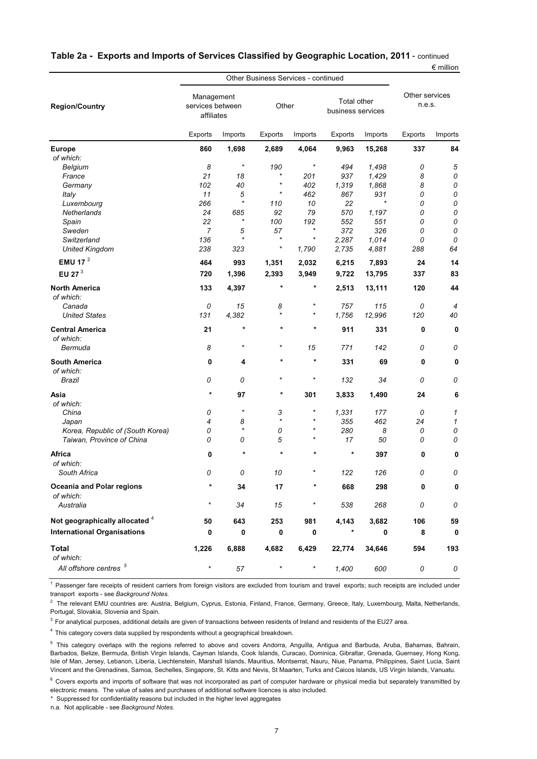## Table 2a - Exports and Imports of Services Classified by Geographic Location, 2011 - continued

€ million

| Region/Country | Other Business Services - continued | | | | | | Other services n.e.s. | |
|---|---|---|---|---|---|---|---|---|
| | Management services between affiliates | | Other | | Total other business services | | | |
| | Exports | Imports | Exports | Imports | Exports | Imports | Exports | Imports |
| **Europe** | **860** | **1,698** | **2,689** | **4,064** | **9,963** | **15,268** | **337** | **84** |
| *of which:* | | | | | | | | |
| *Belgium* | *8* | * | *190* | * | *494* | *1,498* | *0* | *5* |
| *France* | *21* | *18* | * | *201* | *937* | *1,429* | *8* | *0* |
| *Germany* | *102* | *40* | * | *402* | *1,319* | *1,868* | *8* | *0* |
| *Italy* | *11* | *5* | * | *462* | *867* | *931* | *0* | *0* |
| *Luxembourg* | *266* | * | *110* | *10* | *22* | * | *0* | *0* |
| *Netherlands* | *24* | *685* | *92* | *79* | *570* | *1,197* | *0* | *0* |
| *Spain* | *22* | * | *100* | *192* | *552* | *551* | *0* | *0* |
| *Sweden* | *7* | *5* | *57* | * | *372* | *326* | *0* | *0* |
| *Switzerland* | *136* | * | * | * | *2,287* | *1,014* | *0* | *0* |
| *United Kingdom* | *238* | *323* | * | *1,790* | *2,735* | *4,881* | *288* | *64* |
| **EMU 17** [2] | **464** | **993** | **1,351** | **2,032** | **6,215** | **7,893** | **24** | **14** |
| **EU 27** [3] | **720** | **1,396** | **2,393** | **3,949** | **9,722** | **13,795** | **337** | **83** |
| **North America** | **133** | **4,397** | * | * | **2,513** | **13,111** | **120** | **44** |
| *of which:* | | | | | | | | |
| *Canada* | *0* | *15* | *8* | * | *757* | *115* | *0* | *4* |
| *United States* | *131* | *4,382* | * | * | *1,756* | *12,996* | *120* | *40* |
| **Central America** | **21** | * | * | * | **911** | **331** | **0** | **0** |
| *of which:* | | | | | | | | |
| *Bermuda* | *8* | * | * | *15* | *771* | *142* | *0* | *0* |
| **South America** | **0** | **4** | * | * | **331** | **69** | **0** | **0** |
| *of which:* | | | | | | | | |
| *Brazil* | *0* | *0* | * | * | *132* | *34* | *0* | *0* |
| **Asia** | * | **97** | * | **301** | **3,833** | **1,490** | **24** | **6** |
| *of which:* | | | | | | | | |
| *China* | *0* | * | *3* | * | *1,331* | *177* | *0* | *1* |
| *Japan* | *4* | *8* | * | * | *355* | *462* | *24* | *1* |
| *Korea, Republic of (South Korea)* | *0* | * | *0* | * | *280* | *8* | *0* | *0* |
| *Taiwan, Province of China* | *0* | *0* | *5* | * | *17* | *50* | *0* | *0* |
| **Africa** | **0** | * | * | * | * | **397** | **0** | **0** |
| *of which:* | | | | | | | | |
| *South Africa* | *0* | *0* | *10* | * | *122* | *126* | *0* | *0* |
| **Oceania and Polar regions** | * | **34** | **17** | * | **668** | **298** | **0** | **0** |
| *of which:* | | | | | | | | |
| *Australia* | * | *34* | *15* | * | *538* | *268* | *0* | *0* |
| **Not geographically allocated** [4] | **50** | **643** | **253** | **981** | **4,143** | **3,682** | **106** | **59** |
| **International Organisations** | **0** | **0** | **0** | **0** | * | **0** | **8** | **0** |
| **Total** | **1,226** | **6,888** | **4,682** | **6,429** | **22,774** | **34,646** | **594** | **193** |
| *of which:* | | | | | | | | |
| *All offshore centres* [5] | * | *57* | * | * | *1,400* | *600* | *0* | *0* |

[1] Passenger fare receipts of resident carriers from foreign visitors are excluded from tourism and travel exports; such receipts are included under transport exports - see *Background Notes.*

[2] The relevant EMU countries are: Austria, Belgium, Cyprus, Estonia, Finland, France, Germany, Greece, Italy, Luxembourg, Malta, Netherlands, Portugal, Slovakia, Slovenia and Spain.

[3] For analytical purposes, additional details are given of transactions between residents of Ireland and residents of the EU27 area.

[4] This category covers data supplied by respondents without a geographical breakdown.

[5] This category overlaps with the regions referred to above and covers Andorra, Anguilla, Antigua and Barbuda, Aruba, Bahamas, Bahrain, Barbados, Belize, Bermuda, British Virgin Islands, Cayman Islands, Cook Islands, Curacao, Dominica, Gibraltar, Grenada, Guernsey, Hong Kong, Isle of Man, Jersey, Lebanon, Liberia, Liechtenstein, Marshall Islands, Mauritius, Montserrat, Nauru, Niue, Panama, Philippines, Saint Lucia, Saint Vincent and the Grenadines, Samoa, Sechelles, Singapore, St. Kitts and Nevis, St Maarten, Turks and Caicos Islands, US Virgin Islands, Vanuatu.

[6] Covers exports and imports of software that was not incorporated as part of computer hardware or physical media but separately transmitted by electronic means. The value of sales and purchases of additional software licences is also included.

\* Suppressed for confidentiality reasons but included in the higher level aggregates

n.a. Not applicable - see *Background Notes.*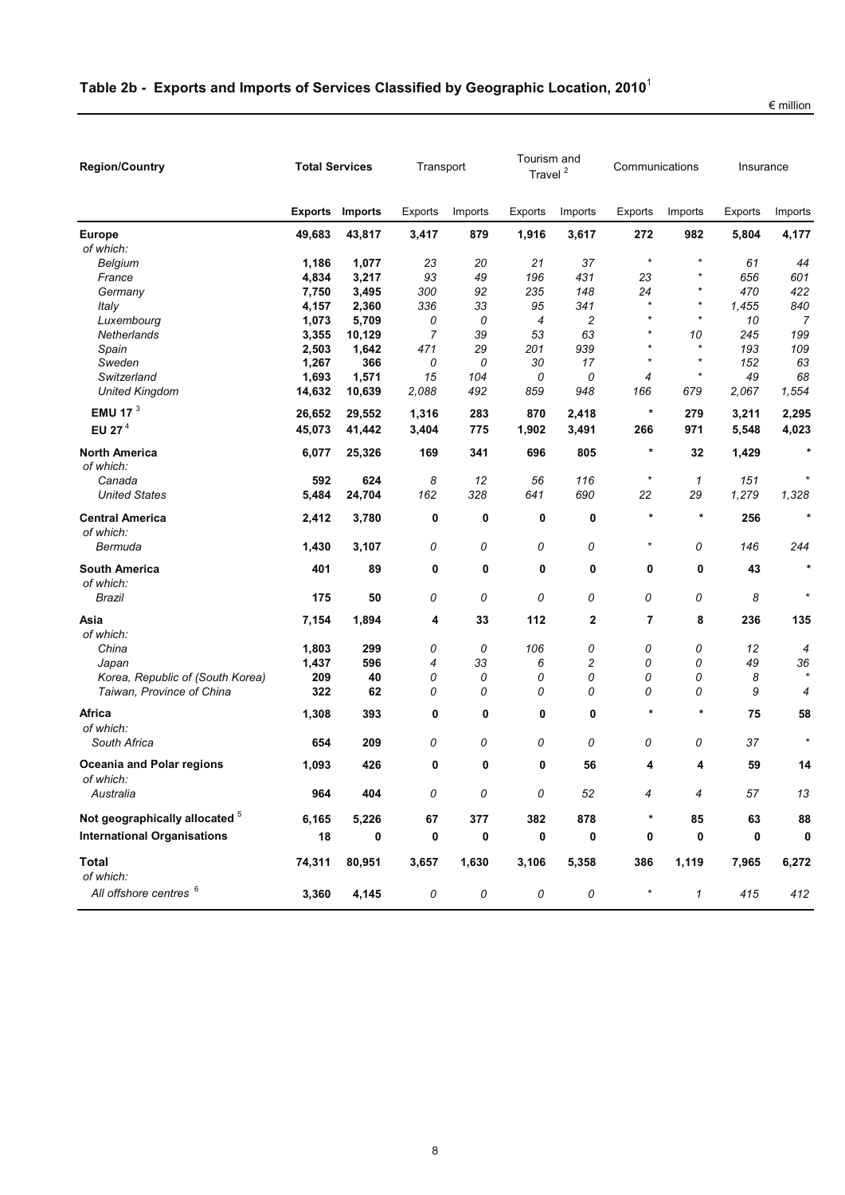## Table 2b - Exports and Imports of Services Classified by Geographic Location, 2010[1]

€ million

| Region/Country | Total Services | | Transport | | Tourism and Travel [2] | | Communications | | Insurance | |
|---|---|---|---|---|---|---|---|---|---|---|
| | **Exports** | **Imports** | Exports | Imports | Exports | Imports | Exports | Imports | Exports | Imports |
| **Europe** | **49,683** | **43,817** | **3,417** | **879** | **1,916** | **3,617** | **272** | **982** | **5,804** | **4,177** |
| *of which:* | | | | | | | | | | |
| *Belgium* | **1,186** | **1,077** | *23* | *20* | *21* | *37* | * | * | *61* | *44* |
| *France* | **4,834** | **3,217** | *93* | *49* | *196* | *431* | *23* | * | *656* | *601* |
| *Germany* | **7,750** | **3,495** | *300* | *92* | *235* | *148* | *24* | * | *470* | *422* |
| *Italy* | **4,157** | **2,360** | *336* | *33* | *95* | *341* | * | * | *1,455* | *840* |
| *Luxembourg* | **1,073** | **5,709** | *0* | *0* | *4* | *2* | * | * | *10* | *7* |
| *Netherlands* | **3,355** | **10,129** | *7* | *39* | *53* | *63* | * | *10* | *245* | *199* |
| *Spain* | **2,503** | **1,642** | *471* | *29* | *201* | *939* | * | * | *193* | *109* |
| *Sweden* | **1,267** | **366** | *0* | *0* | *30* | *17* | * | * | *152* | *63* |
| *Switzerland* | **1,693** | **1,571** | *15* | *104* | *0* | *0* | *4* | * | *49* | *68* |
| *United Kingdom* | **14,632** | **10,639** | *2,088* | *492* | *859* | *948* | *166* | *679* | *2,067* | *1,554* |
| **EMU 17** [3] | **26,652** | **29,552** | **1,316** | **283** | **870** | **2,418** | * | **279** | **3,211** | **2,295** |
| **EU 27** [4] | **45,073** | **41,442** | **3,404** | **775** | **1,902** | **3,491** | **266** | **971** | **5,548** | **4,023** |
| **North America** | **6,077** | **25,326** | **169** | **341** | **696** | **805** | * | **32** | **1,429** | * |
| *of which:* | | | | | | | | | | |
| *Canada* | **592** | **624** | *8* | *12* | *56* | *116* | * | *1* | *151* | * |
| *United States* | **5,484** | **24,704** | *162* | *328* | *641* | *690* | *22* | *29* | *1,279* | *1,328* |
| **Central America** | **2,412** | **3,780** | **0** | **0** | **0** | **0** | * | * | **256** | * |
| *of which:* | | | | | | | | | | |
| *Bermuda* | **1,430** | **3,107** | *0* | *0* | *0* | *0* | * | *0* | *146* | *244* |
| **South America** | **401** | **89** | **0** | **0** | **0** | **0** | **0** | **0** | **43** | * |
| *of which:* | | | | | | | | | | |
| *Brazil* | **175** | **50** | *0* | *0* | *0* | *0* | *0* | *0* | *8* | * |
| **Asia** | **7,154** | **1,894** | **4** | **33** | **112** | **2** | **7** | **8** | **236** | **135** |
| *of which:* | | | | | | | | | | |
| *China* | **1,803** | **299** | *0* | *0* | *106* | *0* | *0* | *0* | *12* | *4* |
| *Japan* | **1,437** | **596** | *4* | *33* | *6* | *2* | *0* | *0* | *49* | *36* |
| *Korea, Republic of (South Korea)* | **209** | **40** | *0* | *0* | *0* | *0* | *0* | *0* | *8* | * |
| *Taiwan, Province of China* | **322** | **62** | *0* | *0* | *0* | *0* | *0* | *0* | *9* | *4* |
| **Africa** | **1,308** | **393** | **0** | **0** | **0** | **0** | * | * | **75** | **58** |
| *of which:* | | | | | | | | | | |
| *South Africa* | **654** | **209** | *0* | *0* | *0* | *0* | *0* | *0* | *37* | * |
| **Oceania and Polar regions** | **1,093** | **426** | **0** | **0** | **0** | **56** | **4** | **4** | **59** | **14** |
| *of which:* | | | | | | | | | | |
| *Australia* | **964** | **404** | *0* | *0* | *0* | *52* | *4* | *4* | *57* | *13* |
| **Not geographically allocated** [5] | **6,165** | **5,226** | **67** | **377** | **382** | **878** | * | **85** | **63** | **88** |
| **International Organisations** | **18** | **0** | **0** | **0** | **0** | **0** | **0** | **0** | **0** | **0** |
| **Total** | **74,311** | **80,951** | **3,657** | **1,630** | **3,106** | **5,358** | **386** | **1,119** | **7,965** | **6,272** |
| *of which:* | | | | | | | | | | |
| *All offshore centres* [6] | **3,360** | **4,145** | *0* | *0* | *0* | *0* | * | *1* | *415* | *412* |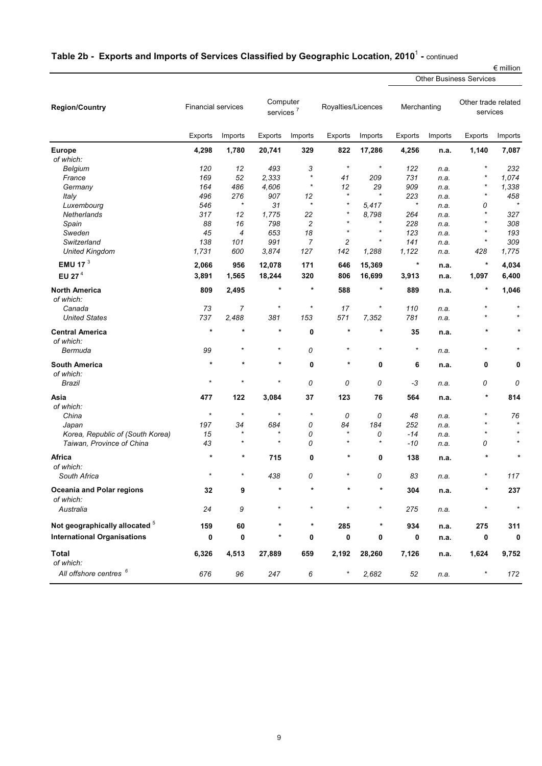## Table 2b - Exports and Imports of Services Classified by Geographic Location, 2010[1] - continued

€ million

| Region/Country | Financial services | | Computer services [7] | | Royalties/Licences | | Other Business Services: Merchanting | | Other Business Services: Other trade related services | |
|---|---|---|---|---|---|---|---|---|---|---|
| | Exports | Imports | Exports | Imports | Exports | Imports | Exports | Imports | Exports | Imports |
| **Europe** | **4,298** | **1,780** | **20,741** | **329** | **822** | **17,286** | **4,256** | **n.a.** | **1,140** | **7,087** |
| *of which:* | | | | | | | | | | |
| *Belgium* | *120* | *12* | *493* | *3* | * | * | *122* | *n.a.* | * | *232* |
| *France* | *169* | *52* | *2,333* | * | *41* | *209* | *731* | *n.a.* | * | *1,074* |
| *Germany* | *164* | *486* | *4,606* | * | *12* | *29* | *909* | *n.a.* | * | *1,338* |
| *Italy* | *496* | *276* | *907* | *12* | * | * | *223* | *n.a.* | * | *458* |
| *Luxembourg* | *546* | * | *31* | * | * | *5,417* | * | *n.a.* | *0* | * |
| *Netherlands* | *317* | *12* | *1,775* | *22* | * | *8,798* | *264* | *n.a.* | * | *327* |
| *Spain* | *88* | *16* | *798* | *2* | * | * | *228* | *n.a.* | * | *308* |
| *Sweden* | *45* | *4* | *653* | *18* | * | * | *123* | *n.a.* | * | *193* |
| *Switzerland* | *138* | *101* | *991* | *7* | *2* | * | *141* | *n.a.* | * | *309* |
| *United Kingdom* | *1,731* | *600* | *3,874* | *127* | *142* | *1,288* | *1,122* | *n.a.* | *428* | *1,775* |
| **EMU 17** [3] | **2,066** | **956** | **12,078** | **171** | **646** | **15,369** | * | **n.a.** | * | **4,034** |
| **EU 27** [4] | **3,891** | **1,565** | **18,244** | **320** | **806** | **16,699** | **3,913** | **n.a.** | **1,097** | **6,400** |
| **North America** | **809** | **2,495** | * | * | **588** | * | **889** | **n.a.** | * | **1,046** |
| *of which:* | | | | | | | | | | |
| *Canada* | *73* | *7* | * | * | *17* | * | *110* | *n.a.* | * | * |
| *United States* | *737* | *2,488* | *381* | *153* | *571* | *7,352* | *781* | *n.a.* | * | * |
| **Central America** | * | * | * | **0** | * | * | **35** | **n.a.** | * | * |
| *of which:* | | | | | | | | | | |
| *Bermuda* | *99* | * | * | *0* | * | * | * | *n.a.* | * | * |
| **South America** | * | * | * | **0** | * | **0** | **6** | **n.a.** | **0** | **0** |
| *of which:* | | | | | | | | | | |
| *Brazil* | * | * | * | *0* | *0* | *0* | *-3* | *n.a.* | *0* | *0* |
| **Asia** | **477** | **122** | **3,084** | **37** | **123** | **76** | **564** | **n.a.** | * | **814** |
| *of which:* | | | | | | | | | | |
| *China* | * | * | * | * | *0* | *0* | *48* | *n.a.* | * | *76* |
| *Japan* | *197* | *34* | *684* | *0* | *84* | *184* | *252* | *n.a.* | * | * |
| *Korea, Republic of (South Korea)* | *15* | * | * | *0* | * | *0* | *-14* | *n.a.* | * | * |
| *Taiwan, Province of China* | *43* | * | * | *0* | * | * | *-10* | *n.a.* | *0* | * |
| **Africa** | * | * | **715** | **0** | * | **0** | **138** | **n.a.** | * | * |
| *of which:* | | | | | | | | | | |
| *South Africa* | * | * | *438* | *0* | * | *0* | *83* | *n.a.* | * | *117* |
| **Oceania and Polar regions** | **32** | **9** | * | * | * | * | **304** | **n.a.** | * | **237** |
| *of which:* | | | | | | | | | | |
| *Australia* | *24* | *9* | * | * | * | * | *275* | *n.a.* | * | * |
| **Not geographically allocated** [5] | **159** | **60** | * | * | **285** | * | **934** | **n.a.** | **275** | **311** |
| **International Organisations** | **0** | **0** | * | **0** | **0** | **0** | **0** | **n.a.** | **0** | **0** |
| **Total** | **6,326** | **4,513** | **27,889** | **659** | **2,192** | **28,260** | **7,126** | **n.a.** | **1,624** | **9,752** |
| *of which:* | | | | | | | | | | |
| *All offshore centres* [6] | *676* | *96* | *247* | *6* | * | *2,682* | *52* | *n.a.* | * | *172* |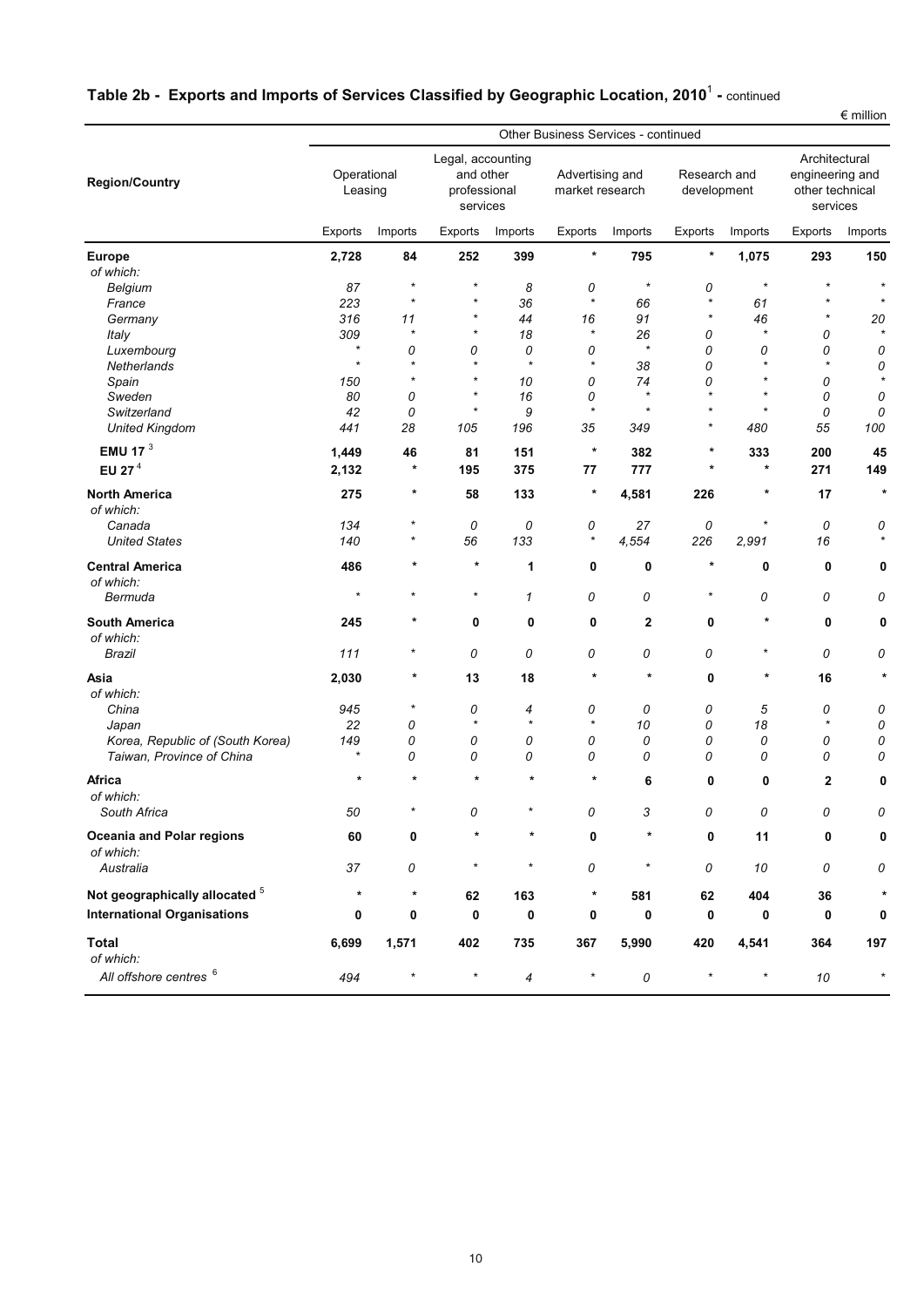## Table 2b - Exports and Imports of Services Classified by Geographic Location, 2010[1] - continued

€ million

| Region/Country | Other Business Services - continued | | | | | | | | | |
|---|---|---|---|---|---|---|---|---|---|---|
| | Operational Leasing | | Legal, accounting and other professional services | | Advertising and market research | | Research and development | | Architectural engineering and other technical services | |
| | Exports | Imports | Exports | Imports | Exports | Imports | Exports | Imports | Exports | Imports |
| **Europe** | **2,728** | **84** | **252** | **399** | **\*** | **795** | **\*** | **1,075** | **293** | **150** |
| *of which:* | | | | | | | | | | |
| *Belgium* | *87* | * | * | *8* | *0* | * | *0* | * | * | * |
| *France* | *223* | * | * | *36* | * | *66* | * | *61* | * | * |
| *Germany* | *316* | *11* | * | *44* | *16* | *91* | * | *46* | * | *20* |
| *Italy* | *309* | * | * | *18* | * | *26* | *0* | * | *0* | * |
| *Luxembourg* | * | *0* | *0* | *0* | *0* | * | *0* | *0* | *0* | *0* |
| *Netherlands* | * | * | * | * | * | *38* | *0* | * | * | *0* |
| *Spain* | *150* | * | * | *10* | *0* | *74* | *0* | * | *0* | * |
| *Sweden* | *80* | *0* | * | *16* | *0* | * | * | * | *0* | *0* |
| *Switzerland* | *42* | *0* | * | *9* | * | * | * | * | *0* | *0* |
| *United Kingdom* | *441* | *28* | *105* | *196* | *35* | *349* | * | *480* | *55* | *100* |
| **EMU 17** [3] | **1,449** | **46** | **81** | **151** | **\*** | **382** | **\*** | **333** | **200** | **45** |
| **EU 27** [4] | **2,132** | **\*** | **195** | **375** | **77** | **777** | **\*** | **\*** | **271** | **149** |
| **North America** | **275** | **\*** | **58** | **133** | **\*** | **4,581** | **226** | **\*** | **17** | **\*** |
| *of which:* | | | | | | | | | | |
| *Canada* | *134* | * | *0* | *0* | *0* | *27* | *0* | * | *0* | *0* |
| *United States* | *140* | * | *56* | *133* | * | *4,554* | *226* | *2,991* | *16* | * |
| **Central America** | **486** | **\*** | **\*** | **1** | **0** | **0** | **\*** | **0** | **0** | **0** |
| *of which:* | | | | | | | | | | |
| *Bermuda* | * | * | * | *1* | *0* | *0* | * | *0* | *0* | *0* |
| **South America** | **245** | **\*** | **0** | **0** | **0** | **2** | **0** | **\*** | **0** | **0** |
| *of which:* | | | | | | | | | | |
| *Brazil* | *111* | * | *0* | *0* | *0* | *0* | *0* | * | *0* | *0* |
| **Asia** | **2,030** | **\*** | **13** | **18** | **\*** | **\*** | **0** | **\*** | **16** | **\*** |
| *of which:* | | | | | | | | | | |
| *China* | *945* | * | *0* | *4* | *0* | *0* | *0* | *5* | *0* | *0* |
| *Japan* | *22* | *0* | * | * | * | *10* | *0* | *18* | * | *0* |
| *Korea, Republic of (South Korea)* | *149* | *0* | *0* | *0* | *0* | *0* | *0* | *0* | *0* | *0* |
| *Taiwan, Province of China* | * | *0* | *0* | *0* | *0* | *0* | *0* | *0* | *0* | *0* |
| **Africa** | **\*** | **\*** | **\*** | **\*** | **\*** | **6** | **0** | **0** | **2** | **0** |
| *of which:* | | | | | | | | | | |
| *South Africa* | *50* | * | *0* | * | *0* | *3* | *0* | *0* | *0* | *0* |
| **Oceania and Polar regions** | **60** | **0** | **\*** | **\*** | **0** | **\*** | **0** | **11** | **0** | **0** |
| *of which:* | | | | | | | | | | |
| *Australia* | *37* | *0* | * | * | *0* | * | *0* | *10* | *0* | *0* |
| **Not geographically allocated** [5] | **\*** | **\*** | **62** | **163** | **\*** | **581** | **62** | **404** | **36** | **\*** |
| **International Organisations** | **0** | **0** | **0** | **0** | **0** | **0** | **0** | **0** | **0** | **0** |
| **Total** | **6,699** | **1,571** | **402** | **735** | **367** | **5,990** | **420** | **4,541** | **364** | **197** |
| *of which:* | | | | | | | | | | |
| *All offshore centres* [6] | *494* | * | * | *4* | * | *0* | * | * | *10* | * |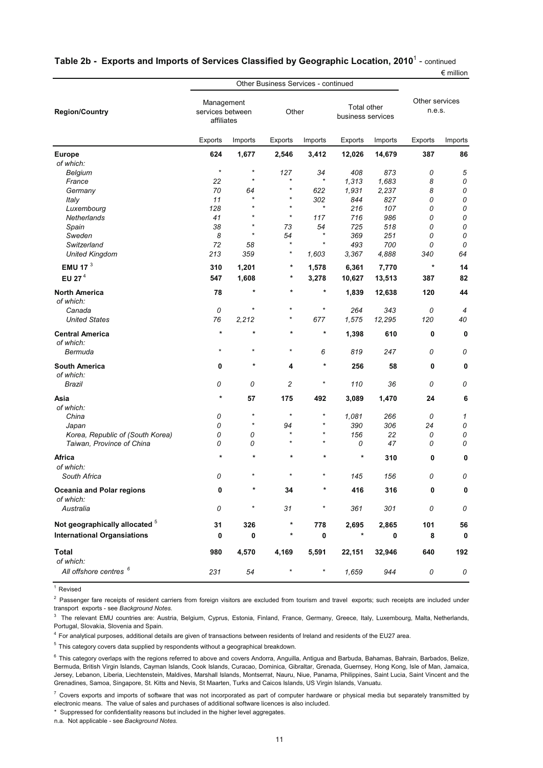## Table 2b - Exports and Imports of Services Classified by Geographic Location, 2010[1] - continued

€ million

| Region/Country | Other Business Services - continued | | | | | | Other services n.e.s. | |
|---|---|---|---|---|---|---|---|---|
| | Management services between affiliates | | Other | | Total other business services | | | |
| | Exports | Imports | Exports | Imports | Exports | Imports | Exports | Imports |
| **Europe** | **624** | **1,677** | **2,546** | **3,412** | **12,026** | **14,679** | **387** | **86** |
| *of which:* | | | | | | | | |
| *Belgium* | * | * | *127* | *34* | *408* | *873* | *0* | *5* |
| *France* | *22* | * | * | * | *1,313* | *1,683* | *8* | *0* |
| *Germany* | *70* | *64* | * | *622* | *1,931* | *2,237* | *8* | *0* |
| *Italy* | *11* | * | * | *302* | *844* | *827* | *0* | *0* |
| *Luxembourg* | *128* | * | * | * | *216* | *107* | *0* | *0* |
| *Netherlands* | *41* | * | * | *117* | *716* | *986* | *0* | *0* |
| *Spain* | *38* | * | *73* | *54* | *725* | *518* | *0* | *0* |
| *Sweden* | *8* | * | *54* | * | *369* | *251* | *0* | *0* |
| *Switzerland* | *72* | *58* | * | * | *493* | *700* | *0* | *0* |
| *United Kingdom* | *213* | *359* | * | *1,603* | *3,367* | *4,888* | *340* | *64* |
| **EMU 17** [3] | **310** | **1,201** | * | **1,578** | **6,361** | **7,770** | * | **14** |
| **EU 27** [4] | **547** | **1,608** | * | **3,278** | **10,627** | **13,513** | **387** | **82** |
| **North America** | **78** | * | * | * | **1,839** | **12,638** | **120** | **44** |
| *of which:* | | | | | | | | |
| *Canada* | *0* | * | * | * | *264* | *343* | *0* | *4* |
| *United States* | *76* | *2,212* | * | *677* | *1,575* | *12,295* | *120* | *40* |
| **Central America** | * | * | * | * | **1,398** | **610** | **0** | **0** |
| *of which:* | | | | | | | | |
| *Bermuda* | * | * | * | *6* | *819* | *247* | *0* | *0* |
| **South America** | **0** | * | **4** | * | **256** | **58** | **0** | **0** |
| *of which:* | | | | | | | | |
| *Brazil* | *0* | *0* | *2* | * | *110* | *36* | *0* | *0* |
| **Asia** | * | **57** | **175** | **492** | **3,089** | **1,470** | **24** | **6** |
| *of which:* | | | | | | | | |
| *China* | *0* | * | * | * | *1,081* | *266* | *0* | *1* |
| *Japan* | *0* | * | *94* | * | *390* | *306* | *24* | *0* |
| *Korea, Republic of (South Korea)* | *0* | *0* | * | * | *156* | *22* | *0* | *0* |
| *Taiwan, Province of China* | *0* | *0* | * | * | *0* | *47* | *0* | *0* |
| **Africa** | * | * | * | * | * | **310** | **0** | **0** |
| *of which:* | | | | | | | | |
| *South Africa* | *0* | * | * | * | *145* | *156* | *0* | *0* |
| **Oceania and Polar regions** | **0** | * | **34** | * | **416** | **316** | **0** | **0** |
| *of which:* | | | | | | | | |
| *Australia* | *0* | * | *31* | * | *361* | *301* | *0* | *0* |
| **Not geographically allocated** [5] | **31** | **326** | * | **778** | **2,695** | **2,865** | **101** | **56** |
| **International Organisations** | **0** | **0** | * | **0** | * | **0** | **8** | **0** |
| **Total** | **980** | **4,570** | **4,169** | **5,591** | **22,151** | **32,946** | **640** | **192** |
| *of which:* | | | | | | | | |
| *All offshore centres* [6] | *231* | *54* | * | * | *1,659* | *944* | *0* | *0* |

[1] Revised

[2] Passenger fare receipts of resident carriers from foreign visitors are excluded from tourism and travel exports; such receipts are included under transport exports - see *Background Notes.*

[3] The relevant EMU countries are: Austria, Belgium, Cyprus, Estonia, Finland, France, Germany, Greece, Italy, Luxembourg, Malta, Netherlands, Portugal, Slovakia, Slovenia and Spain.

[4] For analytical purposes, additional details are given of transactions between residents of Ireland and residents of the EU27 area.

[5] This category covers data supplied by respondents without a geographical breakdown.

[6] This category overlaps with the regions referred to above and covers Andorra, Anguilla, Antigua and Barbuda, Bahamas, Bahrain, Barbados, Belize, Bermuda, British Virgin Islands, Cayman Islands, Cook Islands, Curacao, Dominica, Gibraltar, Grenada, Guernsey, Hong Kong, Isle of Man, Jamaica, Jersey, Lebanon, Liberia, Liechtenstein, Maldives, Marshall Islands, Montserrat, Nauru, Niue, Panama, Philippines, Saint Lucia, Saint Vincent and the Grenadines, Samoa, Singapore, St. Kitts and Nevis, St Maarten, Turks and Caicos Islands, US Virgin Islands, Vanuatu.

[7] Covers exports and imports of software that was not incorporated as part of computer hardware or physical media but separately transmitted by electronic means. The value of sales and purchases of additional software licences is also included.

\* Suppressed for confidentiality reasons but included in the higher level aggregates.

n.a. Not applicable - see *Background Notes.*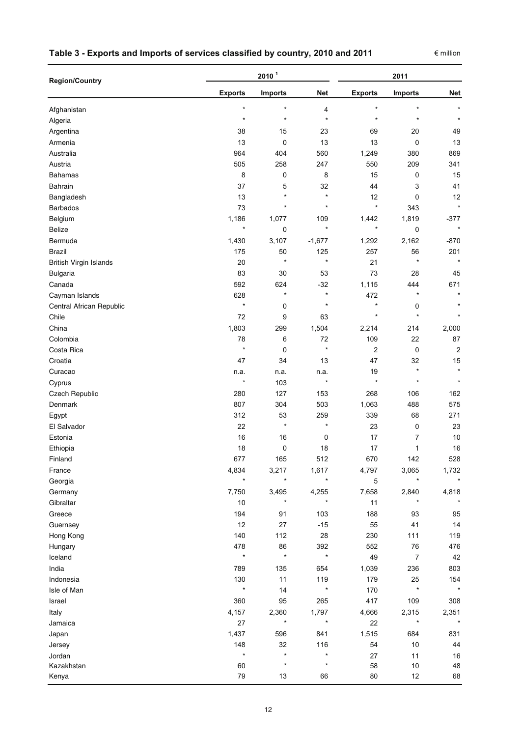**Table 3 - Exports and Imports of services classified by country, 2010 and 2011** € million

| Region/Country | 2010 [1] | | | 2011 | | |
|---|---|---|---|---|---|---|
| | Exports | Imports | Net | Exports | Imports | Net |
| Afghanistan | * | * | 4 | * | * | * |
| Algeria | * | * | * | * | * | * |
| Argentina | 38 | 15 | 23 | 69 | 20 | 49 |
| Armenia | 13 | 0 | 13 | 13 | 0 | 13 |
| Australia | 964 | 404 | 560 | 1,249 | 380 | 869 |
| Austria | 505 | 258 | 247 | 550 | 209 | 341 |
| Bahamas | 8 | 0 | 8 | 15 | 0 | 15 |
| Bahrain | 37 | 5 | 32 | 44 | 3 | 41 |
| Bangladesh | 13 | * | * | 12 | 0 | 12 |
| Barbados | 73 | * | * | * | 343 | * |
| Belgium | 1,186 | 1,077 | 109 | 1,442 | 1,819 | -377 |
| Belize | * | 0 | * | * | 0 | * |
| Bermuda | 1,430 | 3,107 | -1,677 | 1,292 | 2,162 | -870 |
| Brazil | 175 | 50 | 125 | 257 | 56 | 201 |
| British Virgin Islands | 20 | * | * | 21 | * | * |
| Bulgaria | 83 | 30 | 53 | 73 | 28 | 45 |
| Canada | 592 | 624 | -32 | 1,115 | 444 | 671 |
| Cayman Islands | 628 | * | * | 472 | * | * |
| Central African Republic | * | 0 | * | * | 0 | * |
| Chile | 72 | 9 | 63 | * | * | * |
| China | 1,803 | 299 | 1,504 | 2,214 | 214 | 2,000 |
| Colombia | 78 | 6 | 72 | 109 | 22 | 87 |
| Costa Rica | * | 0 | * | 2 | 0 | 2 |
| Croatia | 47 | 34 | 13 | 47 | 32 | 15 |
| Curacao | n.a. | n.a. | n.a. | 19 | * | * |
| Cyprus | * | 103 | * | * | * | * |
| Czech Republic | 280 | 127 | 153 | 268 | 106 | 162 |
| Denmark | 807 | 304 | 503 | 1,063 | 488 | 575 |
| Egypt | 312 | 53 | 259 | 339 | 68 | 271 |
| El Salvador | 22 | * | * | 23 | 0 | 23 |
| Estonia | 16 | 16 | 0 | 17 | 7 | 10 |
| Ethiopia | 18 | 0 | 18 | 17 | 1 | 16 |
| Finland | 677 | 165 | 512 | 670 | 142 | 528 |
| France | 4,834 | 3,217 | 1,617 | 4,797 | 3,065 | 1,732 |
| Georgia | * | * | * | 5 | * | * |
| Germany | 7,750 | 3,495 | 4,255 | 7,658 | 2,840 | 4,818 |
| Gibraltar | 10 | * | * | 11 | * | * |
| Greece | 194 | 91 | 103 | 188 | 93 | 95 |
| Guernsey | 12 | 27 | -15 | 55 | 41 | 14 |
| Hong Kong | 140 | 112 | 28 | 230 | 111 | 119 |
| Hungary | 478 | 86 | 392 | 552 | 76 | 476 |
| Iceland | * | * | * | 49 | 7 | 42 |
| India | 789 | 135 | 654 | 1,039 | 236 | 803 |
| Indonesia | 130 | 11 | 119 | 179 | 25 | 154 |
| Isle of Man | * | 14 | * | 170 | * | * |
| Israel | 360 | 95 | 265 | 417 | 109 | 308 |
| Italy | 4,157 | 2,360 | 1,797 | 4,666 | 2,315 | 2,351 |
| Jamaica | 27 | * | * | 22 | * | * |
| Japan | 1,437 | 596 | 841 | 1,515 | 684 | 831 |
| Jersey | 148 | 32 | 116 | 54 | 10 | 44 |
| Jordan | * | * | * | 27 | 11 | 16 |
| Kazakhstan | 60 | * | * | 58 | 10 | 48 |
| Kenya | 79 | 13 | 66 | 80 | 12 | 68 |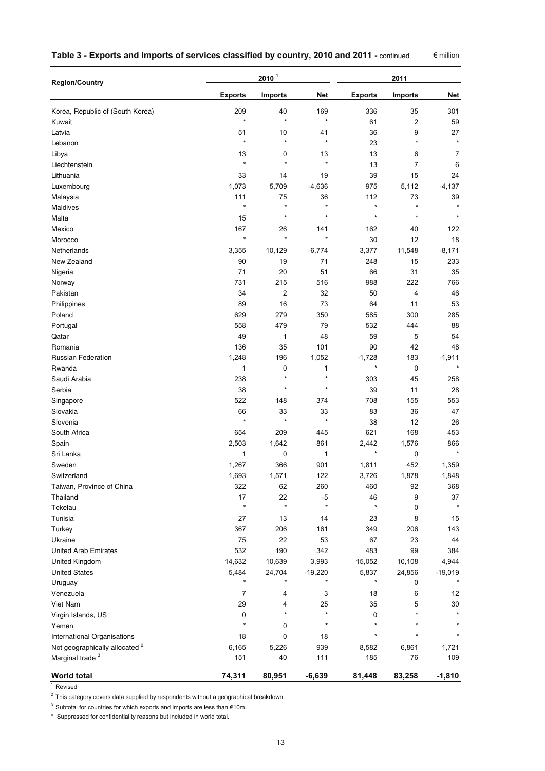**Table 3 - Exports and Imports of services classified by country, 2010 and 2011 -** continued € million

| Region/Country | 2010 [1] | | | 2011 | | |
|---|---|---|---|---|---|---|
| | **Exports** | **Imports** | **Net** | **Exports** | **Imports** | **Net** |
| Korea, Republic of (South Korea) | 209 | 40 | 169 | 336 | 35 | 301 |
| Kuwait | * | * | * | 61 | 2 | 59 |
| Latvia | 51 | 10 | 41 | 36 | 9 | 27 |
| Lebanon | * | * | * | 23 | * | * |
| Libya | 13 | 0 | 13 | 13 | 6 | 7 |
| Liechtenstein | * | * | * | 13 | 7 | 6 |
| Lithuania | 33 | 14 | 19 | 39 | 15 | 24 |
| Luxembourg | 1,073 | 5,709 | -4,636 | 975 | 5,112 | -4,137 |
| Malaysia | 111 | 75 | 36 | 112 | 73 | 39 |
| Maldives | * | * | * | * | * | * |
| Malta | 15 | * | * | * | * | * |
| Mexico | 167 | 26 | 141 | 162 | 40 | 122 |
| Morocco | * | * | * | 30 | 12 | 18 |
| Netherlands | 3,355 | 10,129 | -6,774 | 3,377 | 11,548 | -8,171 |
| New Zealand | 90 | 19 | 71 | 248 | 15 | 233 |
| Nigeria | 71 | 20 | 51 | 66 | 31 | 35 |
| Norway | 731 | 215 | 516 | 988 | 222 | 766 |
| Pakistan | 34 | 2 | 32 | 50 | 4 | 46 |
| Philippines | 89 | 16 | 73 | 64 | 11 | 53 |
| Poland | 629 | 279 | 350 | 585 | 300 | 285 |
| Portugal | 558 | 479 | 79 | 532 | 444 | 88 |
| Qatar | 49 | 1 | 48 | 59 | 5 | 54 |
| Romania | 136 | 35 | 101 | 90 | 42 | 48 |
| Russian Federation | 1,248 | 196 | 1,052 | -1,728 | 183 | -1,911 |
| Rwanda | 1 | 0 | 1 | * | 0 | * |
| Saudi Arabia | 238 | * | * | 303 | 45 | 258 |
| Serbia | 38 | * | * | 39 | 11 | 28 |
| Singapore | 522 | 148 | 374 | 708 | 155 | 553 |
| Slovakia | 66 | 33 | 33 | 83 | 36 | 47 |
| Slovenia | * | * | * | 38 | 12 | 26 |
| South Africa | 654 | 209 | 445 | 621 | 168 | 453 |
| Spain | 2,503 | 1,642 | 861 | 2,442 | 1,576 | 866 |
| Sri Lanka | 1 | 0 | 1 | * | 0 | * |
| Sweden | 1,267 | 366 | 901 | 1,811 | 452 | 1,359 |
| Switzerland | 1,693 | 1,571 | 122 | 3,726 | 1,878 | 1,848 |
| Taiwan, Province of China | 322 | 62 | 260 | 460 | 92 | 368 |
| Thailand | 17 | 22 | -5 | 46 | 9 | 37 |
| Tokelau | * | * | * | * | 0 | * |
| Tunisia | 27 | 13 | 14 | 23 | 8 | 15 |
| Turkey | 367 | 206 | 161 | 349 | 206 | 143 |
| Ukraine | 75 | 22 | 53 | 67 | 23 | 44 |
| United Arab Emirates | 532 | 190 | 342 | 483 | 99 | 384 |
| United Kingdom | 14,632 | 10,639 | 3,993 | 15,052 | 10,108 | 4,944 |
| United States | 5,484 | 24,704 | -19,220 | 5,837 | 24,856 | -19,019 |
| Uruguay | * | * | * | * | 0 | * |
| Venezuela | 7 | 4 | 3 | 18 | 6 | 12 |
| Viet Nam | 29 | 4 | 25 | 35 | 5 | 30 |
| Virgin Islands, US | 0 | * | * | 0 | * | * |
| Yemen | * | 0 | * | * | * | * |
| International Organisations | 18 | 0 | 18 | * | * | * |
| Not geographically allocated [2] | 6,165 | 5,226 | 939 | 8,582 | 6,861 | 1,721 |
| Marginal trade [3] | 151 | 40 | 111 | 185 | 76 | 109 |
| **World total** | **74,311** | **80,951** | **-6,639** | **81,448** | **83,258** | **-1,810** |

[1] Revised

[2] This category covers data supplied by respondents without a geographical breakdown.

[3] Subtotal for countries for which exports and imports are less than €10m.

* Suppressed for confidentiality reasons but included in world total.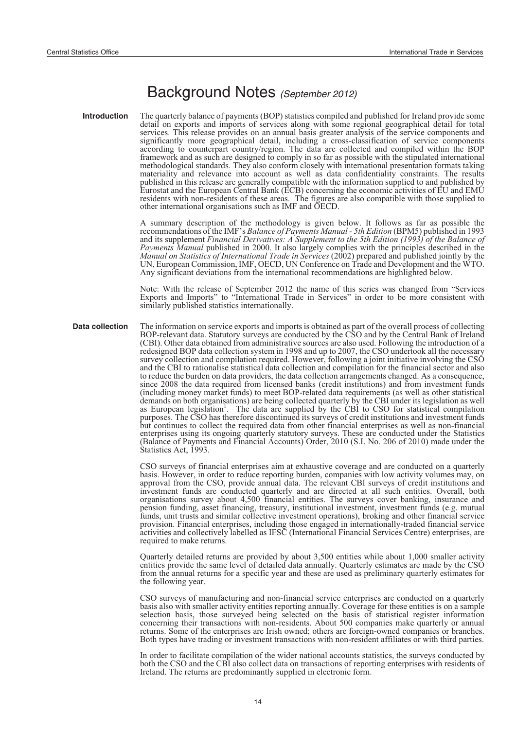# Background Notes *(September 2012)*

**Introduction**

The quarterly balance of payments (BOP) statistics compiled and published for Ireland provide some detail on exports and imports of services along with some regional geographical detail for total services. This release provides on an annual basis greater analysis of the service components and significantly more geographical detail, including a cross-classification of service components according to counterpart country/region. The data are collected and compiled within the BOP framework and as such are designed to comply in so far as possible with the stipulated international methodological standards. They also conform closely with international presentation formats taking materiality and relevance into account as well as data confidentiality constraints. The results published in this release are generally compatible with the information supplied to and published by Eurostat and the European Central Bank (ECB) concerning the economic activities of EU and EMU residents with non-residents of these areas. The figures are also compatible with those supplied to other international organisations such as IMF and OECD.

A summary description of the methodology is given below. It follows as far as possible the recommendations of the IMF's *Balance of Payments Manual - 5th Edition* (BPM5) published in 1993 and its supplement *Financial Derivatives: A Supplement to the 5th Edition (1993) of the Balance of Payments Manual* published in 2000. It also largely complies with the principles described in the *Manual on Statistics of International Trade in Services* (2002) prepared and published jointly by the UN, European Commission, IMF, OECD, UN Conference on Trade and Development and the WTO. Any significant deviations from the international recommendations are highlighted below.

Note: With the release of September 2012 the name of this series was changed from "Services Exports and Imports" to "International Trade in Services" in order to be more consistent with similarly published statistics internationally.

**Data collection**

The information on service exports and imports is obtained as part of the overall process of collecting BOP-relevant data. Statutory surveys are conducted by the CSO and by the Central Bank of Ireland (CBI). Other data obtained from administrative sources are also used. Following the introduction of a redesigned BOP data collection system in 1998 and up to 2007, the CSO undertook all the necessary survey collection and compilation required. However, following a joint initiative involving the CSO and the CBI to rationalise statistical data collection and compilation for the financial sector and also to reduce the burden on data providers, the data collection arrangements changed. As a consequence, since 2008 the data required from licensed banks (credit institutions) and from investment funds (including money market funds) to meet BOP-related data requirements (as well as other statistical demands on both organisations) are being collected quarterly by the CBI under its legislation as well as European legislation[1]. The data are supplied by the CBI to CSO for statistical compilation purposes. The CSO has therefore discontinued its surveys of credit institutions and investment funds but continues to collect the required data from other financial enterprises as well as non-financial enterprises using its ongoing quarterly statutory surveys. These are conducted under the Statistics (Balance of Payments and Financial Accounts) Order, 2010 (S.I. No. 206 of 2010) made under the Statistics Act, 1993.

CSO surveys of financial enterprises aim at exhaustive coverage and are conducted on a quarterly basis. However, in order to reduce reporting burden, companies with low activity volumes may, on approval from the CSO, provide annual data. The relevant CBI surveys of credit institutions and investment funds are conducted quarterly and are directed at all such entities. Overall, both organisations survey about 4,500 financial entities. The surveys cover banking, insurance and pension funding, asset financing, treasury, institutional investment, investment funds (e.g. mutual funds, unit trusts and similar collective investment operations), broking and other financial service provision. Financial enterprises, including those engaged in internationally-traded financial service activities and collectively labelled as IFSC (International Financial Services Centre) enterprises, are required to make returns.

Quarterly detailed returns are provided by about 3,500 entities while about 1,000 smaller activity entities provide the same level of detailed data annually. Quarterly estimates are made by the CSO from the annual returns for a specific year and these are used as preliminary quarterly estimates for the following year.

CSO surveys of manufacturing and non-financial service enterprises are conducted on a quarterly basis also with smaller activity entities reporting annually. Coverage for these entities is on a sample selection basis, those surveyed being selected on the basis of statistical register information concerning their transactions with non-residents. About 500 companies make quarterly or annual returns. Some of the enterprises are Irish owned; others are foreign-owned companies or branches. Both types have trading or investment transactions with non-resident affiliates or with third parties.

In order to facilitate compilation of the wider national accounts statistics, the surveys conducted by both the CSO and the CBI also collect data on transactions of reporting enterprises with residents of Ireland. The returns are predominantly supplied in electronic form.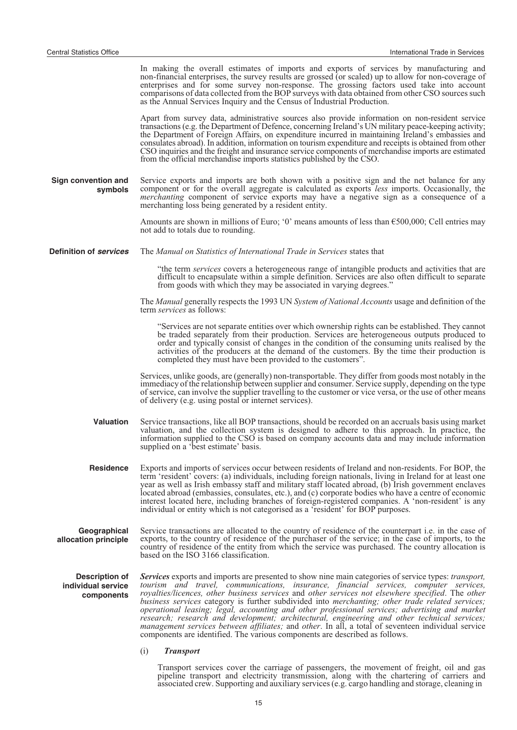In making the overall estimates of imports and exports of services by manufacturing and non-financial enterprises, the survey results are grossed (or scaled) up to allow for non-coverage of enterprises and for some survey non-response. The grossing factors used take into account comparisons of data collected from the BOP surveys with data obtained from other CSO sources such as the Annual Services Inquiry and the Census of Industrial Production.

Apart from survey data, administrative sources also provide information on non-resident service transactions (e.g. the Department of Defence, concerning Ireland's UN military peace-keeping activity; the Department of Foreign Affairs, on expenditure incurred in maintaining Ireland's embassies and consulates abroad). In addition, information on tourism expenditure and receipts is obtained from other CSO inquiries and the freight and insurance service components of merchandise imports are estimated from the official merchandise imports statistics published by the CSO.

**Sign convention and symbols**

Service exports and imports are both shown with a positive sign and the net balance for any component or for the overall aggregate is calculated as exports *less* imports. Occasionally, the *merchanting* component of service exports may have a negative sign as a consequence of a merchanting loss being generated by a resident entity.

Amounts are shown in millions of Euro; '0' means amounts of less than €500,000; Cell entries may not add to totals due to rounding.

**Definition of *services***

The *Manual on Statistics of International Trade in Services* states that

> "the term *services* covers a heterogeneous range of intangible products and activities that are difficult to encapsulate within a simple definition. Services are also often difficult to separate from goods with which they may be associated in varying degrees."

The *Manual* generally respects the 1993 UN *System of National Accounts* usage and definition of the term *services* as follows:

> "Services are not separate entities over which ownership rights can be established. They cannot be traded separately from their production. Services are heterogeneous outputs produced to order and typically consist of changes in the condition of the consuming units realised by the activities of the producers at the demand of the customers. By the time their production is completed they must have been provided to the customers".

Services, unlike goods, are (generally) non-transportable. They differ from goods most notably in the immediacy of the relationship between supplier and consumer. Service supply, depending on the type of service, can involve the supplier travelling to the customer or vice versa, or the use of other means of delivery (e.g. using postal or internet services).

**Valuation**

Service transactions, like all BOP transactions, should be recorded on an accruals basis using market valuation, and the collection system is designed to adhere to this approach. In practice, the information supplied to the CSO is based on company accounts data and may include information supplied on a 'best estimate' basis.

**Residence**

Exports and imports of services occur between residents of Ireland and non-residents. For BOP, the term 'resident' covers: (a) individuals, including foreign nationals, living in Ireland for at least one year as well as Irish embassy staff and military staff located abroad, (b) Irish government enclaves located abroad (embassies, consulates, etc.), and (c) corporate bodies who have a centre of economic interest located here, including branches of foreign-registered companies. A 'non-resident' is any individual or entity which is not categorised as a 'resident' for BOP purposes.

**Geographical allocation principle**

Service transactions are allocated to the country of residence of the counterpart i.e. in the case of exports, to the country of residence of the purchaser of the service; in the case of imports, to the country of residence of the entity from which the service was purchased. The country allocation is based on the ISO 3166 classification.

**Description of individual service components**

***Services*** exports and imports are presented to show nine main categories of service types: *transport, tourism and travel, communications, insurance, financial services, computer services, royalties/licences, other business services* and *other services not elsewhere specified*. The *other business services* category is further subdivided into *merchanting; other trade related services; operational leasing; legal, accounting and other professional services; advertising and market research; research and development; architectural, engineering and other technical services; management services between affiliates;* and *other*. In all, a total of seventeen individual service components are identified. The various components are described as follows.

(i) ***Transport***

Transport services cover the carriage of passengers, the movement of freight, oil and gas pipeline transport and electricity transmission, along with the chartering of carriers and associated crew. Supporting and auxiliary services (e.g. cargo handling and storage, cleaning in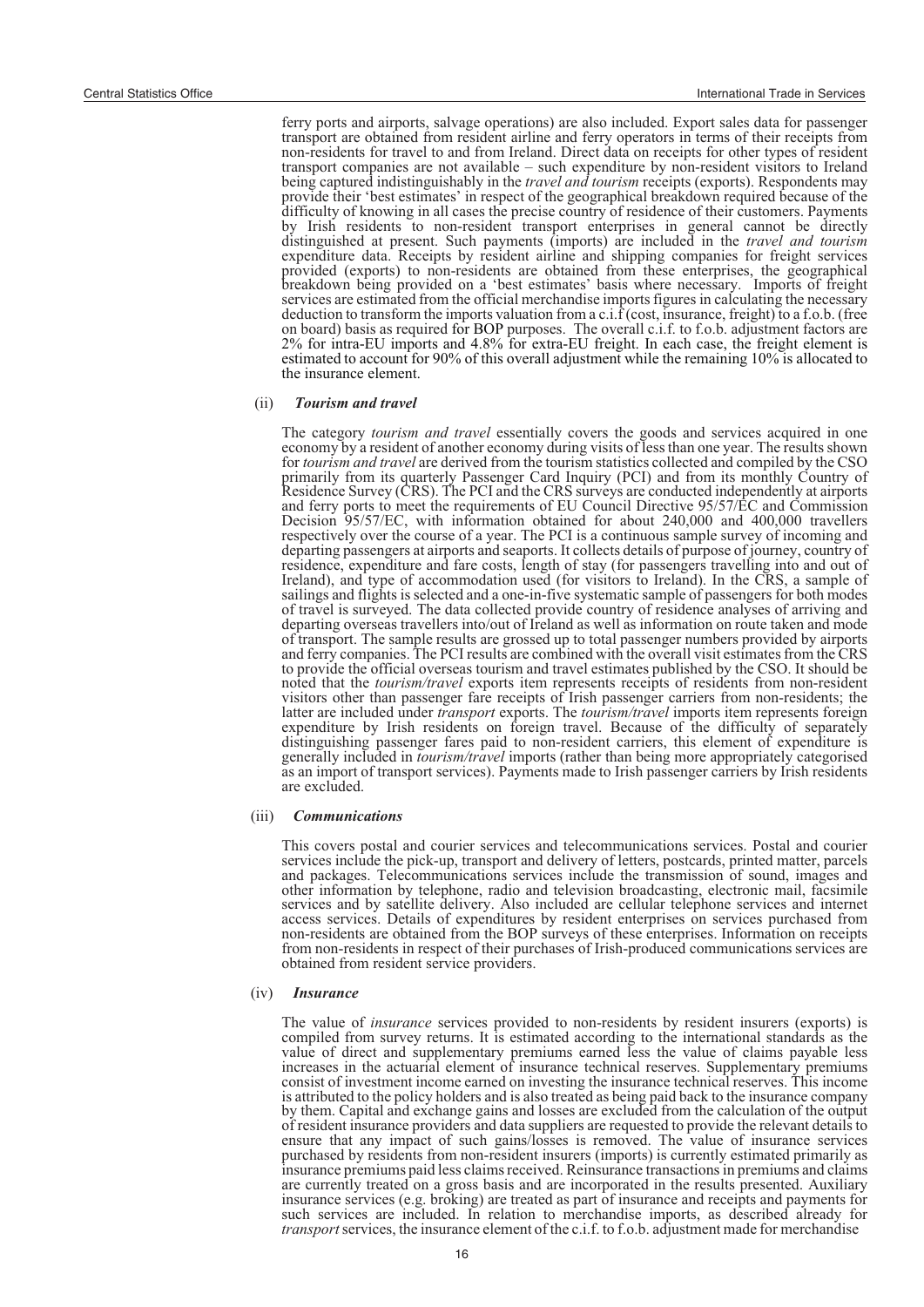ferry ports and airports, salvage operations) are also included. Export sales data for passenger transport are obtained from resident airline and ferry operators in terms of their receipts from non-residents for travel to and from Ireland. Direct data on receipts for other types of resident transport companies are not available – such expenditure by non-resident visitors to Ireland being captured indistinguishably in the *travel and tourism* receipts (exports). Respondents may provide their 'best estimates' in respect of the geographical breakdown required because of the difficulty of knowing in all cases the precise country of residence of their customers. Payments by Irish residents to non-resident transport enterprises in general cannot be directly distinguished at present. Such payments (imports) are included in the *travel and tourism* expenditure data. Receipts by resident airline and shipping companies for freight services provided (exports) to non-residents are obtained from these enterprises, the geographical breakdown being provided on a 'best estimates' basis where necessary. Imports of freight services are estimated from the official merchandise imports figures in calculating the necessary deduction to transform the imports valuation from a c.i.f (cost, insurance, freight) to a f.o.b. (free on board) basis as required for BOP purposes. The overall c.i.f. to f.o.b. adjustment factors are 2% for intra-EU imports and 4.8% for extra-EU freight. In each case, the freight element is estimated to account for 90% of this overall adjustment while the remaining 10% is allocated to the insurance element.

(ii) ***Tourism and travel***

The category *tourism and travel* essentially covers the goods and services acquired in one economy by a resident of another economy during visits of less than one year. The results shown for *tourism and travel* are derived from the tourism statistics collected and compiled by the CSO primarily from its quarterly Passenger Card Inquiry (PCI) and from its monthly Country of Residence Survey (CRS). The PCI and the CRS surveys are conducted independently at airports and ferry ports to meet the requirements of EU Council Directive 95/57/EC and Commission Decision 95/57/EC, with information obtained for about 240,000 and 400,000 travellers respectively over the course of a year. The PCI is a continuous sample survey of incoming and departing passengers at airports and seaports. It collects details of purpose of journey, country of residence, expenditure and fare costs, length of stay (for passengers travelling into and out of Ireland), and type of accommodation used (for visitors to Ireland). In the CRS, a sample of sailings and flights is selected and a one-in-five systematic sample of passengers for both modes of travel is surveyed. The data collected provide country of residence analyses of arriving and departing overseas travellers into/out of Ireland as well as information on route taken and mode of transport. The sample results are grossed up to total passenger numbers provided by airports and ferry companies. The PCI results are combined with the overall visit estimates from the CRS to provide the official overseas tourism and travel estimates published by the CSO. It should be noted that the *tourism/travel* exports item represents receipts of residents from non-resident visitors other than passenger fare receipts of Irish passenger carriers from non-residents; the latter are included under *transport* exports. The *tourism/travel* imports item represents foreign expenditure by Irish residents on foreign travel. Because of the difficulty of separately distinguishing passenger fares paid to non-resident carriers, this element of expenditure is generally included in *tourism/travel* imports (rather than being more appropriately categorised as an import of transport services). Payments made to Irish passenger carriers by Irish residents are excluded.

(iii) ***Communications***

This covers postal and courier services and telecommunications services. Postal and courier services include the pick-up, transport and delivery of letters, postcards, printed matter, parcels and packages. Telecommunications services include the transmission of sound, images and other information by telephone, radio and television broadcasting, electronic mail, facsimile services and by satellite delivery. Also included are cellular telephone services and internet access services. Details of expenditures by resident enterprises on services purchased from non-residents are obtained from the BOP surveys of these enterprises. Information on receipts from non-residents in respect of their purchases of Irish-produced communications services are obtained from resident service providers.

(iv) ***Insurance***

The value of *insurance* services provided to non-residents by resident insurers (exports) is compiled from survey returns. It is estimated according to the international standards as the value of direct and supplementary premiums earned less the value of claims payable less increases in the actuarial element of insurance technical reserves. Supplementary premiums consist of investment income earned on investing the insurance technical reserves. This income is attributed to the policy holders and is also treated as being paid back to the insurance company by them. Capital and exchange gains and losses are excluded from the calculation of the output of resident insurance providers and data suppliers are requested to provide the relevant details to ensure that any impact of such gains/losses is removed. The value of insurance services purchased by residents from non-resident insurers (imports) is currently estimated primarily as insurance premiums paid less claims received. Reinsurance transactions in premiums and claims are currently treated on a gross basis and are incorporated in the results presented. Auxiliary insurance services (e.g. broking) are treated as part of insurance and receipts and payments for such services are included. In relation to merchandise imports, as described already for *transport* services, the insurance element of the c.i.f. to f.o.b. adjustment made for merchandise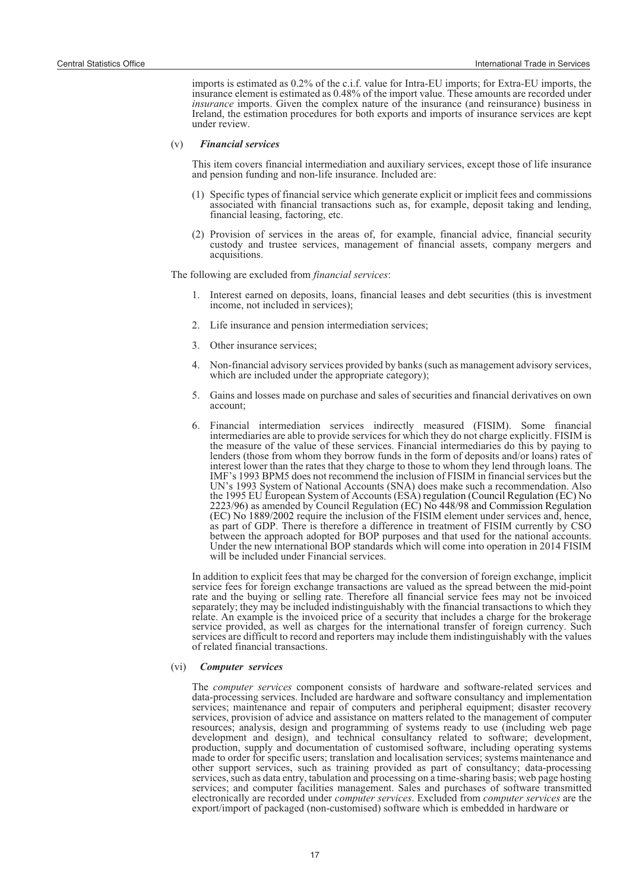imports is estimated as 0.2% of the c.i.f. value for Intra-EU imports; for Extra-EU imports, the insurance element is estimated as 0.48% of the import value. These amounts are recorded under *insurance* imports. Given the complex nature of the insurance (and reinsurance) business in Ireland, the estimation procedures for both exports and imports of insurance services are kept under review.

(v) ***Financial services***

This item covers financial intermediation and auxiliary services, except those of life insurance and pension funding and non-life insurance. Included are:

(1) Specific types of financial service which generate explicit or implicit fees and commissions associated with financial transactions such as, for example, deposit taking and lending, financial leasing, factoring, etc.

(2) Provision of services in the areas of, for example, financial advice, financial security custody and trustee services, management of financial assets, company mergers and acquisitions.

The following are excluded from *financial services*:

1. Interest earned on deposits, loans, financial leases and debt securities (this is investment income, not included in services);
2. Life insurance and pension intermediation services;
3. Other insurance services;
4. Non-financial advisory services provided by banks (such as management advisory services, which are included under the appropriate category);
5. Gains and losses made on purchase and sales of securities and financial derivatives on own account;
6. Financial intermediation services indirectly measured (FISIM). Some financial intermediaries are able to provide services for which they do not charge explicitly. FISIM is the measure of the value of these services. Financial intermediaries do this by paying to lenders (those from whom they borrow funds in the form of deposits and/or loans) rates of interest lower than the rates that they charge to those to whom they lend through loans. The IMF's 1993 BPM5 does not recommend the inclusion of FISIM in financial services but the UN's 1993 System of National Accounts (SNA) does make such a recommendation. Also the 1995 EU European System of Accounts (ESA) regulation (Council Regulation (EC) No 2223/96) as amended by Council Regulation (EC) No 448/98 and Commission Regulation (EC) No 1889/2002 require the inclusion of the FISIM element under services and, hence, as part of GDP. There is therefore a difference in treatment of FISIM currently by CSO between the approach adopted for BOP purposes and that used for the national accounts. Under the new international BOP standards which will come into operation in 2014 FISIM will be included under Financial services.

In addition to explicit fees that may be charged for the conversion of foreign exchange, implicit service fees for foreign exchange transactions are valued as the spread between the mid-point rate and the buying or selling rate. Therefore all financial service fees may not be invoiced separately; they may be included indistinguishably with the financial transactions to which they relate. An example is the invoiced price of a security that includes a charge for the brokerage service provided, as well as charges for the international transfer of foreign currency. Such services are difficult to record and reporters may include them indistinguishably with the values of related financial transactions.

(vi) ***Computer services***

The *computer services* component consists of hardware and software-related services and data-processing services. Included are hardware and software consultancy and implementation services; maintenance and repair of computers and peripheral equipment; disaster recovery services, provision of advice and assistance on matters related to the management of computer resources; analysis, design and programming of systems ready to use (including web page development and design), and technical consultancy related to software; development, production, supply and documentation of customised software, including operating systems made to order for specific users; translation and localisation services; systems maintenance and other support services, such as training provided as part of consultancy; data-processing services, such as data entry, tabulation and processing on a time-sharing basis; web page hosting services; and computer facilities management. Sales and purchases of software transmitted electronically are recorded under *computer services*. Excluded from *computer services* are the export/import of packaged (non-customised) software which is embedded in hardware or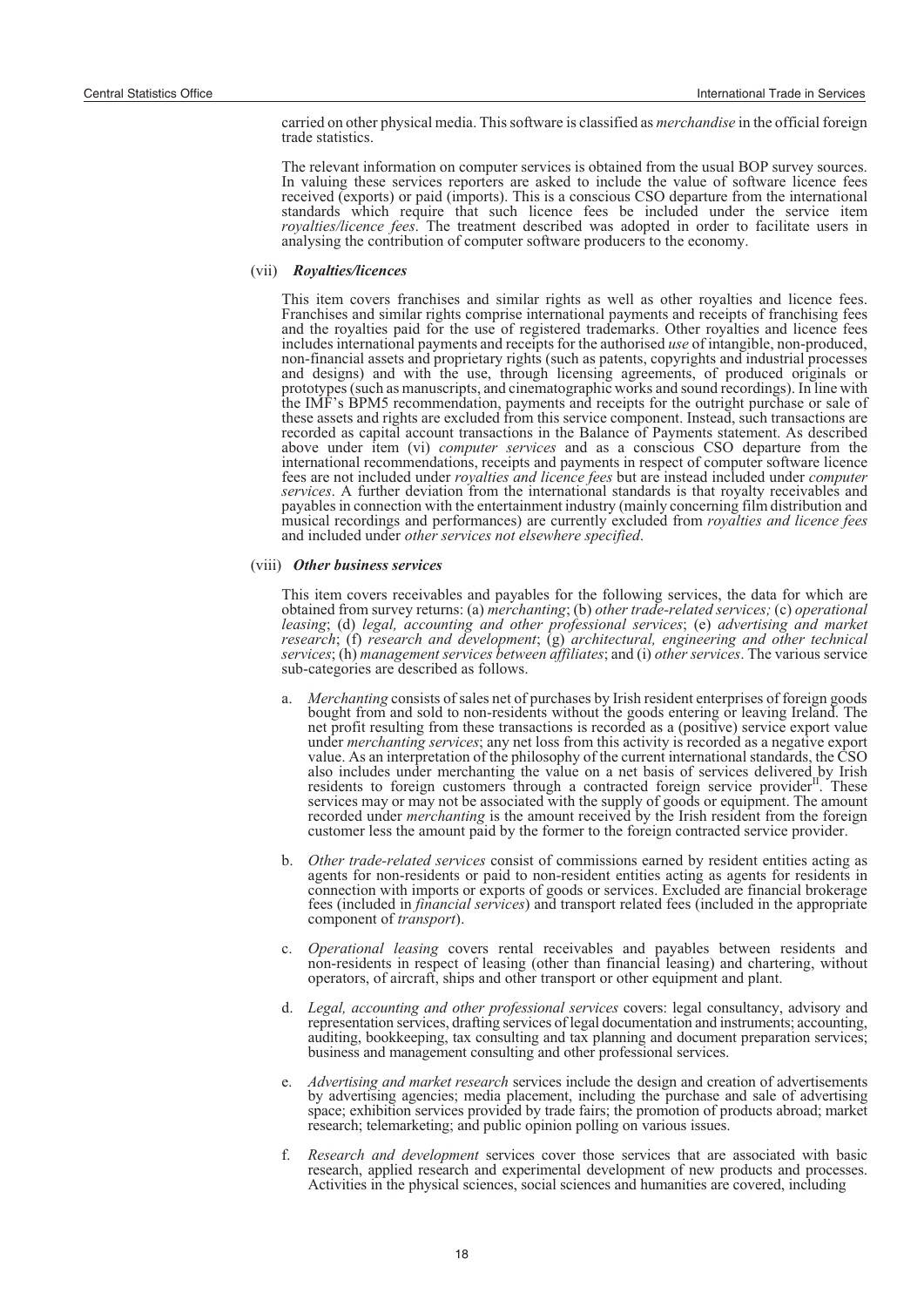carried on other physical media. This software is classified as *merchandise* in the official foreign trade statistics.

The relevant information on computer services is obtained from the usual BOP survey sources. In valuing these services reporters are asked to include the value of software licence fees received (exports) or paid (imports). This is a conscious CSO departure from the international standards which require that such licence fees be included under the service item *royalties/licence fees*. The treatment described was adopted in order to facilitate users in analysing the contribution of computer software producers to the economy.

(vii) ***Royalties/licences***

This item covers franchises and similar rights as well as other royalties and licence fees. Franchises and similar rights comprise international payments and receipts of franchising fees and the royalties paid for the use of registered trademarks. Other royalties and licence fees includes international payments and receipts for the authorised *use* of intangible, non-produced, non-financial assets and proprietary rights (such as patents, copyrights and industrial processes and designs) and with the use, through licensing agreements, of produced originals or prototypes (such as manuscripts, and cinematographic works and sound recordings). In line with the IMF's BPM5 recommendation, payments and receipts for the outright purchase or sale of these assets and rights are excluded from this service component. Instead, such transactions are recorded as capital account transactions in the Balance of Payments statement. As described above under item (vi) *computer services* and as a conscious CSO departure from the international recommendations, receipts and payments in respect of computer software licence fees are not included under *royalties and licence fees* but are instead included under *computer services*. A further deviation from the international standards is that royalty receivables and payables in connection with the entertainment industry (mainly concerning film distribution and musical recordings and performances) are currently excluded from *royalties and licence fees* and included under *other services not elsewhere specified*.

(viii) ***Other business services***

This item covers receivables and payables for the following services, the data for which are obtained from survey returns: (a) *merchanting*; (b) *other trade-related services;* (c) *operational leasing*; (d) *legal, accounting and other professional services*; (e) *advertising and market research*; (f) *research and development*; (g) *architectural, engineering and other technical services*; (h) *management services between affiliates*; and (i) *other services*. The various service sub-categories are described as follows.

a. *Merchanting* consists of sales net of purchases by Irish resident enterprises of foreign goods bought from and sold to non-residents without the goods entering or leaving Ireland. The net profit resulting from these transactions is recorded as a (positive) service export value under *merchanting services*; any net loss from this activity is recorded as a negative export value. As an interpretation of the philosophy of the current international standards, the CSO also includes under merchanting the value on a net basis of services delivered by Irish residents to foreign customers through a contracted foreign service provider[II]. These services may or may not be associated with the supply of goods or equipment. The amount recorded under *merchanting* is the amount received by the Irish resident from the foreign customer less the amount paid by the former to the foreign contracted service provider.

b. *Other trade-related services* consist of commissions earned by resident entities acting as agents for non-residents or paid to non-resident entities acting as agents for residents in connection with imports or exports of goods or services. Excluded are financial brokerage fees (included in *financial services*) and transport related fees (included in the appropriate component of *transport*).

c. *Operational leasing* covers rental receivables and payables between residents and non-residents in respect of leasing (other than financial leasing) and chartering, without operators, of aircraft, ships and other transport or other equipment and plant.

d. *Legal, accounting and other professional services* covers: legal consultancy, advisory and representation services, drafting services of legal documentation and instruments; accounting, auditing, bookkeeping, tax consulting and tax planning and document preparation services; business and management consulting and other professional services.

e. *Advertising and market research* services include the design and creation of advertisements by advertising agencies; media placement, including the purchase and sale of advertising space; exhibition services provided by trade fairs; the promotion of products abroad; market research; telemarketing; and public opinion polling on various issues.

f. *Research and development* services cover those services that are associated with basic research, applied research and experimental development of new products and processes. Activities in the physical sciences, social sciences and humanities are covered, including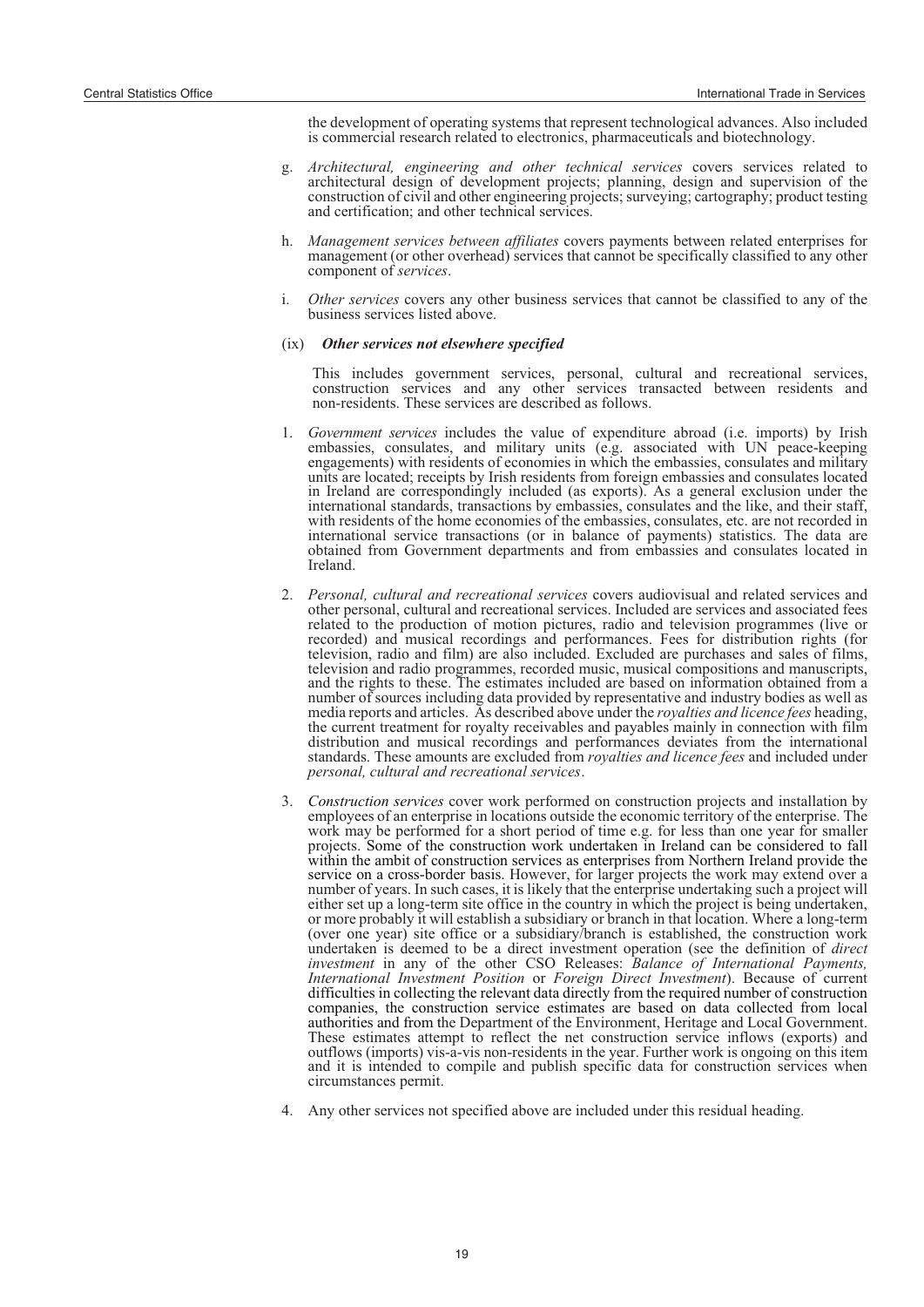the development of operating systems that represent technological advances. Also included is commercial research related to electronics, pharmaceuticals and biotechnology.

g. *Architectural, engineering and other technical services* covers services related to architectural design of development projects; planning, design and supervision of the construction of civil and other engineering projects; surveying; cartography; product testing and certification; and other technical services.

h. *Management services between affiliates* covers payments between related enterprises for management (or other overhead) services that cannot be specifically classified to any other component of *services*.

i. *Other services* covers any other business services that cannot be classified to any of the business services listed above.

(ix) ***Other services not elsewhere specified***

This includes government services, personal, cultural and recreational services, construction services and any other services transacted between residents and non-residents. These services are described as follows.

1. *Government services* includes the value of expenditure abroad (i.e. imports) by Irish embassies, consulates, and military units (e.g. associated with UN peace-keeping engagements) with residents of economies in which the embassies, consulates and military units are located; receipts by Irish residents from foreign embassies and consulates located in Ireland are correspondingly included (as exports). As a general exclusion under the international standards, transactions by embassies, consulates and the like, and their staff, with residents of the home economies of the embassies, consulates, etc. are not recorded in international service transactions (or in balance of payments) statistics. The data are obtained from Government departments and from embassies and consulates located in Ireland.

2. *Personal, cultural and recreational services* covers audiovisual and related services and other personal, cultural and recreational services. Included are services and associated fees related to the production of motion pictures, radio and television programmes (live or recorded) and musical recordings and performances. Fees for distribution rights (for television, radio and film) are also included. Excluded are purchases and sales of films, television and radio programmes, recorded music, musical compositions and manuscripts, and the rights to these. The estimates included are based on information obtained from a number of sources including data provided by representative and industry bodies as well as media reports and articles. As described above under the *royalties and licence fees* heading, the current treatment for royalty receivables and payables mainly in connection with film distribution and musical recordings and performances deviates from the international standards. These amounts are excluded from *royalties and licence fees* and included under *personal, cultural and recreational services*.

3. *Construction services* cover work performed on construction projects and installation by employees of an enterprise in locations outside the economic territory of the enterprise. The work may be performed for a short period of time e.g. for less than one year for smaller projects. Some of the construction work undertaken in Ireland can be considered to fall within the ambit of construction services as enterprises from Northern Ireland provide the service on a cross-border basis. However, for larger projects the work may extend over a number of years. In such cases, it is likely that the enterprise undertaking such a project will either set up a long-term site office in the country in which the project is being undertaken, or more probably it will establish a subsidiary or branch in that location. Where a long-term (over one year) site office or a subsidiary/branch is established, the construction work undertaken is deemed to be a direct investment operation (see the definition of *direct investment* in any of the other CSO Releases: *Balance of International Payments, International Investment Position* or *Foreign Direct Investment*). Because of current difficulties in collecting the relevant data directly from the required number of construction companies, the construction service estimates are based on data collected from local authorities and from the Department of the Environment, Heritage and Local Government. These estimates attempt to reflect the net construction service inflows (exports) and outflows (imports) vis-a-vis non-residents in the year. Further work is ongoing on this item and it is intended to compile and publish specific data for construction services when circumstances permit.

4. Any other services not specified above are included under this residual heading.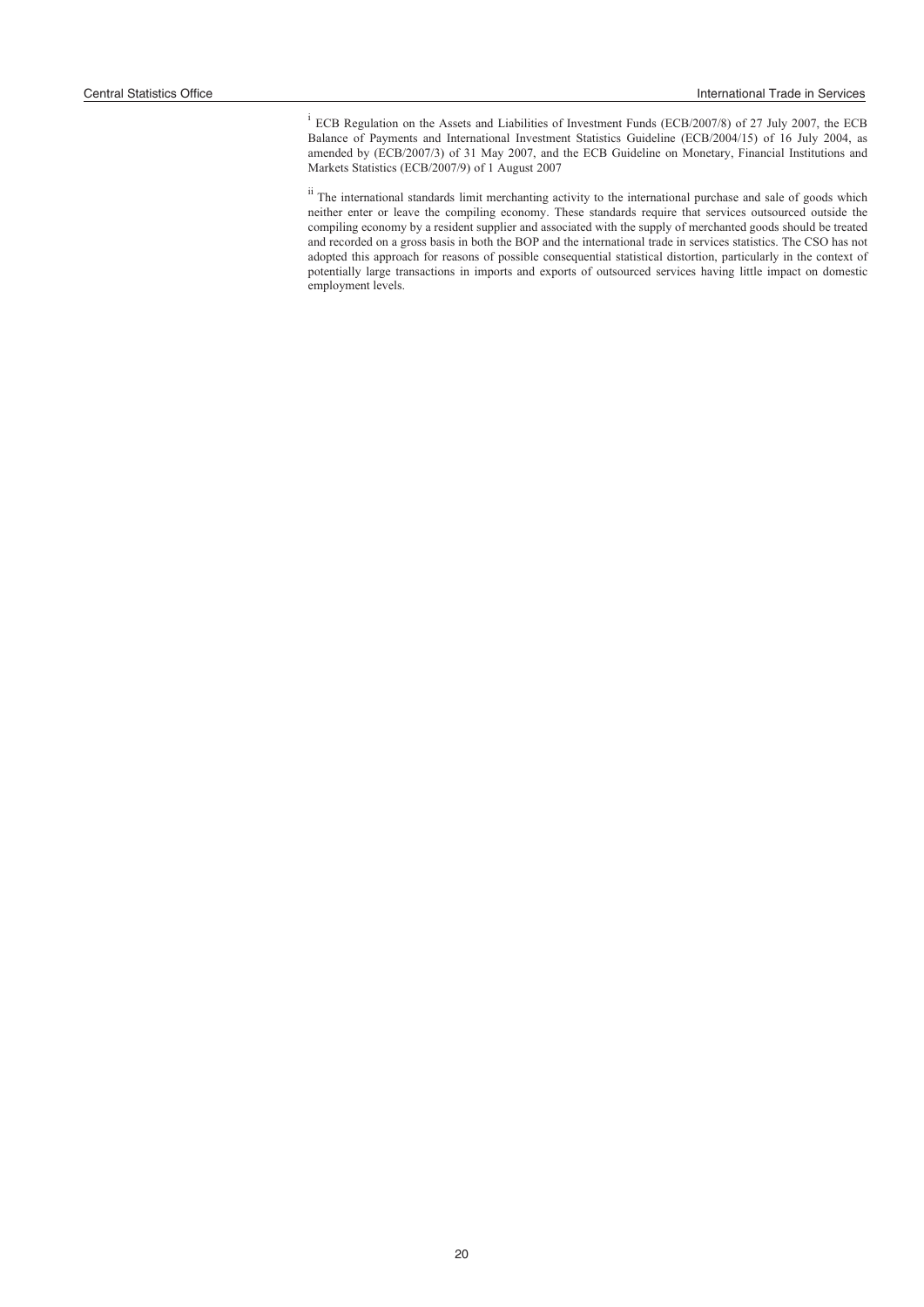[i] ECB Regulation on the Assets and Liabilities of Investment Funds (ECB/2007/8) of 27 July 2007, the ECB Balance of Payments and International Investment Statistics Guideline (ECB/2004/15) of 16 July 2004, as amended by (ECB/2007/3) of 31 May 2007, and the ECB Guideline on Monetary, Financial Institutions and Markets Statistics (ECB/2007/9) of 1 August 2007

[ii] The international standards limit merchanting activity to the international purchase and sale of goods which neither enter or leave the compiling economy. These standards require that services outsourced outside the compiling economy by a resident supplier and associated with the supply of merchanted goods should be treated and recorded on a gross basis in both the BOP and the international trade in services statistics. The CSO has not adopted this approach for reasons of possible consequential statistical distortion, particularly in the context of potentially large transactions in imports and exports of outsourced services having little impact on domestic employment levels.